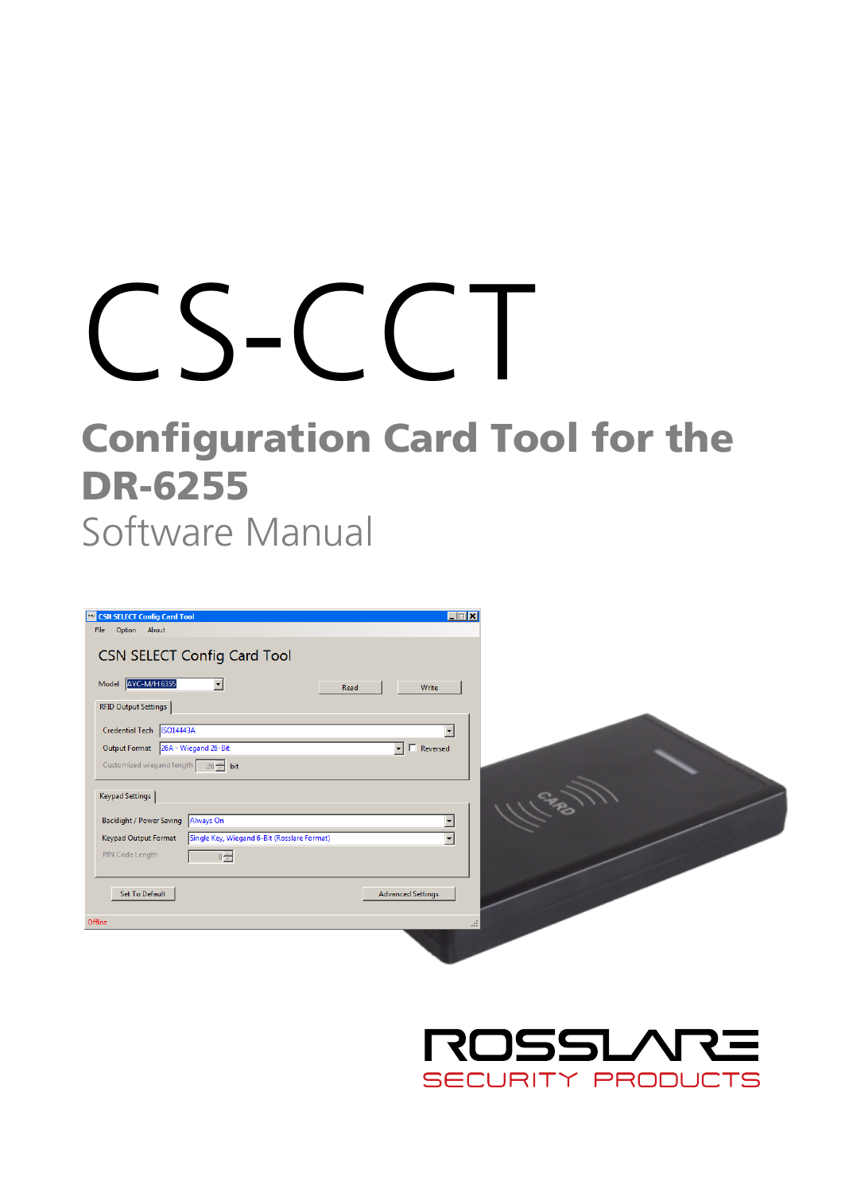# CS-CCT

## Configuration Card Tool for the DR-6255

Software Manual

ROSSLARE

SECURITY PRODUCTS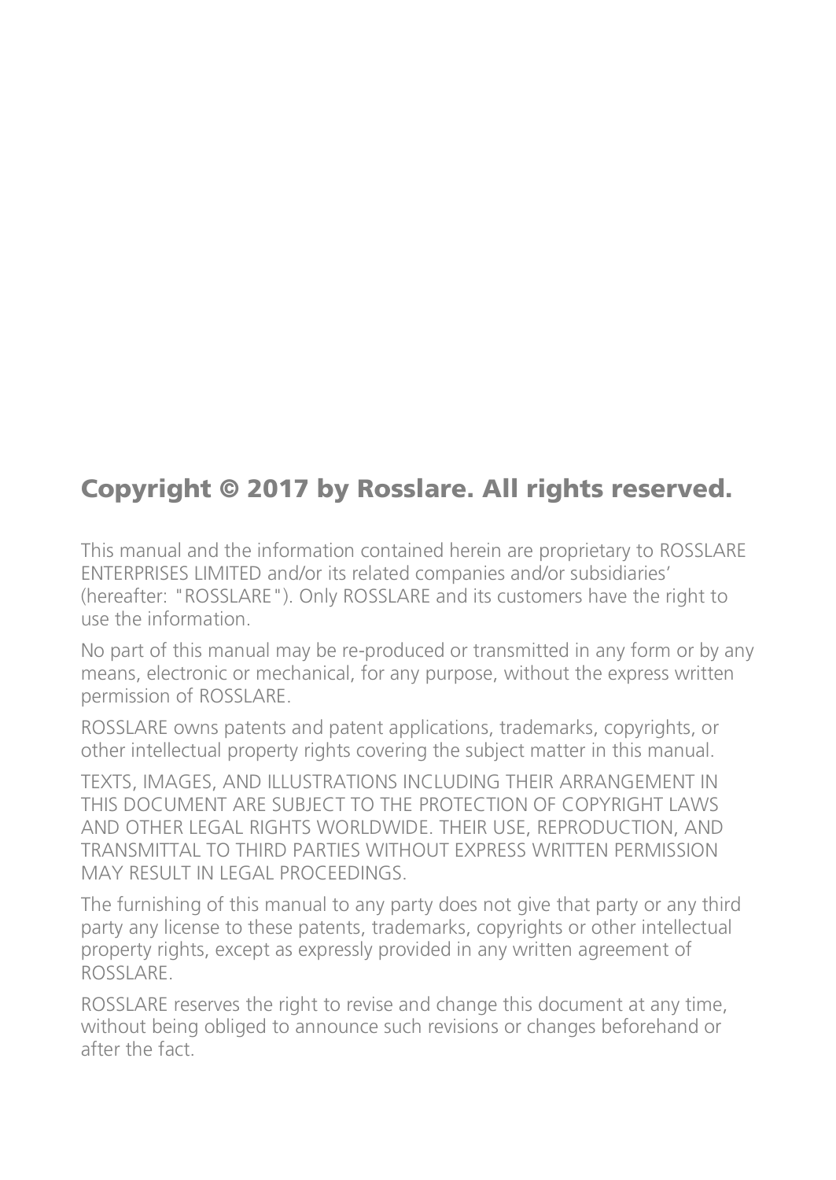## Copyright © 2017 by Rosslare. All rights reserved.

This manual and the information contained herein are proprietary to ROSSLARE ENTERPRISES LIMITED and/or its related companies and/or subsidiaries' (hereafter: "ROSSLARE"). Only ROSSLARE and its customers have the right to use the information.

No part of this manual may be re-produced or transmitted in any form or by any means, electronic or mechanical, for any purpose, without the express written permission of ROSSLARE.

ROSSLARE owns patents and patent applications, trademarks, copyrights, or other intellectual property rights covering the subject matter in this manual.

TEXTS, IMAGES, AND ILLUSTRATIONS INCLUDING THEIR ARRANGEMENT IN THIS DOCUMENT ARE SUBJECT TO THE PROTECTION OF COPYRIGHT LAWS AND OTHER LEGAL RIGHTS WORLDWIDE. THEIR USE, REPRODUCTION, AND TRANSMITTAL TO THIRD PARTIES WITHOUT EXPRESS WRITTEN PERMISSION MAY RESULT IN LEGAL PROCEEDINGS.

The furnishing of this manual to any party does not give that party or any third party any license to these patents, trademarks, copyrights or other intellectual property rights, except as expressly provided in any written agreement of ROSSLARE.

ROSSLARE reserves the right to revise and change this document at any time, without being obliged to announce such revisions or changes beforehand or after the fact.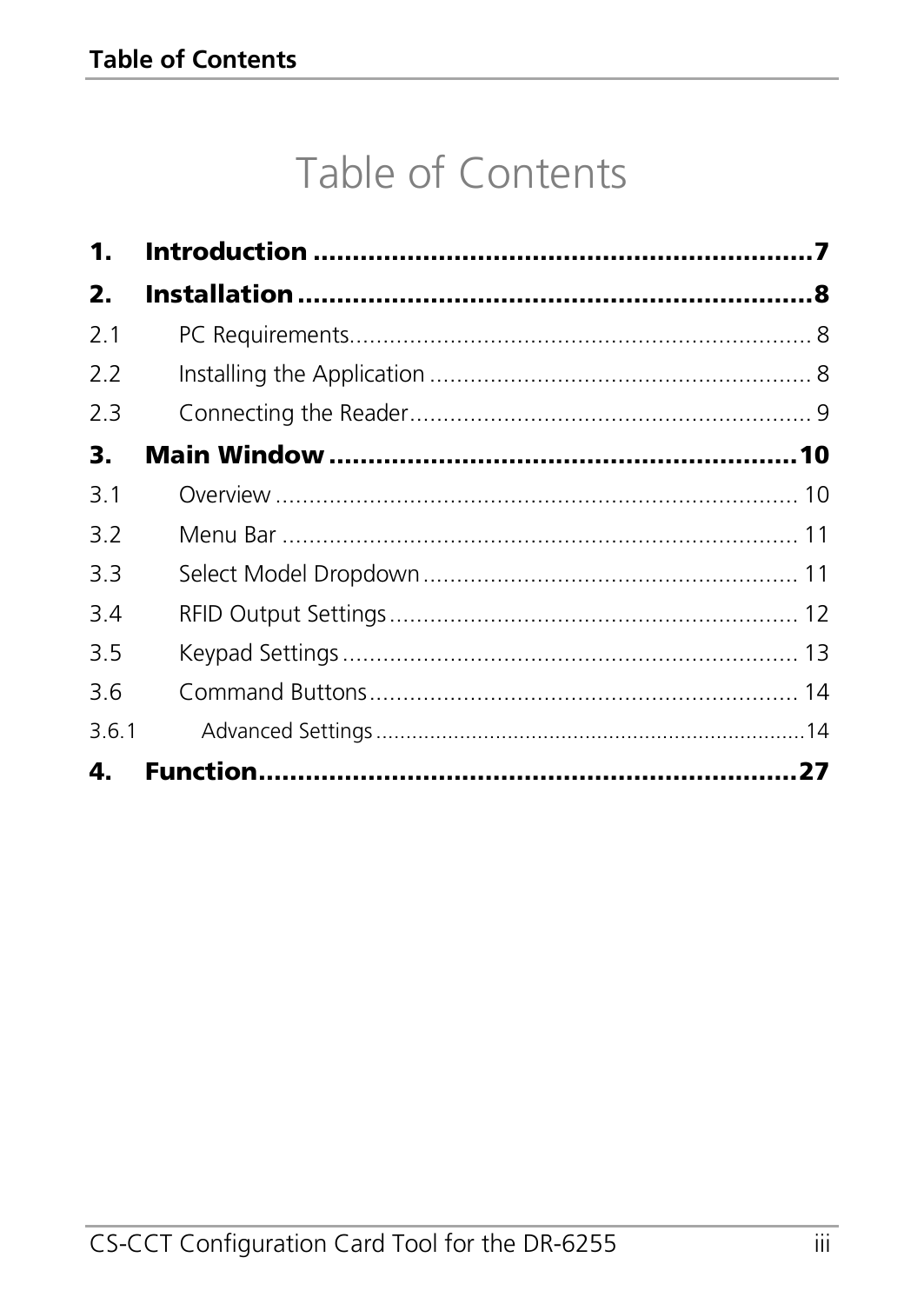# Table of Contents

**1. Introduction ........................................................... 7**

**2. Installation ........................................................... 8**

2.1 PC Requirements ........................................................... 8

2.2 Installing the Application ........................................................... 8

2.3 Connecting the Reader ........................................................... 9

**3. Main Window ........................................................... 10**

3.1 Overview ........................................................... 10

3.2 Menu Bar ........................................................... 11

3.3 Select Model Dropdown ........................................................... 11

3.4 RFID Output Settings ........................................................... 12

3.5 Keypad Settings ........................................................... 13

3.6 Command Buttons ........................................................... 14

3.6.1 Advanced Settings ........................................................... 14

**4. Function ........................................................... 27**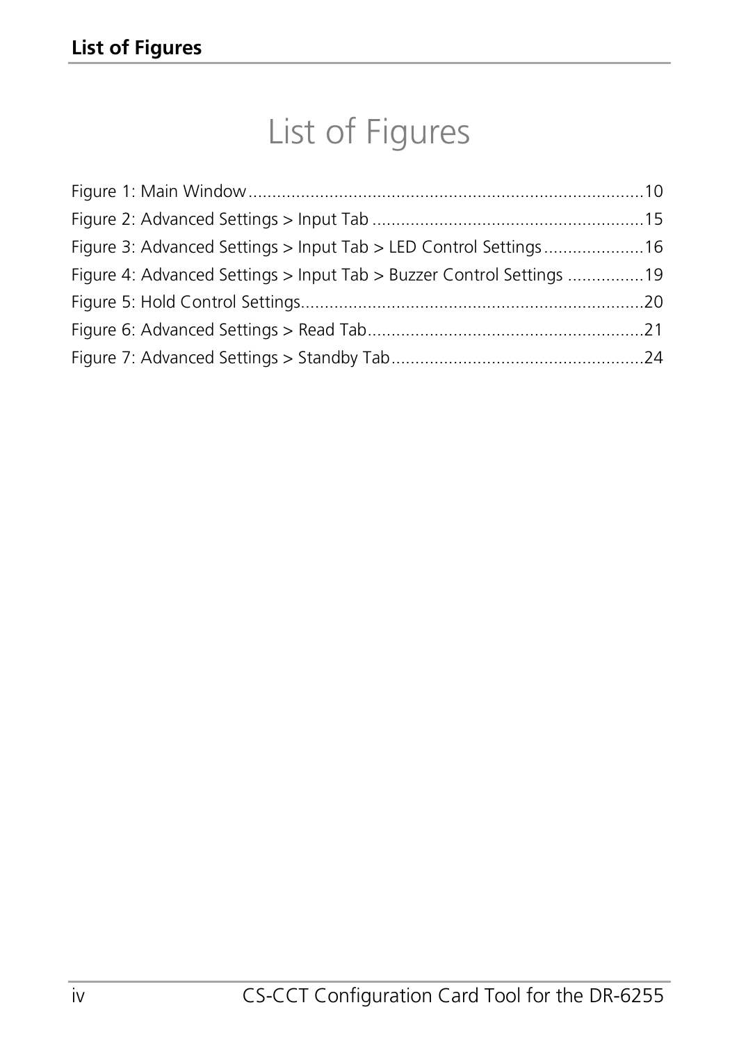# List of Figures

Figure 1: Main Window ......................................................................................10
Figure 2: Advanced Settings > Input Tab .........................................................15
Figure 3: Advanced Settings > Input Tab > LED Control Settings .....................16
Figure 4: Advanced Settings > Input Tab > Buzzer Control Settings ................19
Figure 5: Hold Control Settings........................................................................20
Figure 6: Advanced Settings > Read Tab..........................................................21
Figure 7: Advanced Settings > Standby Tab.....................................................24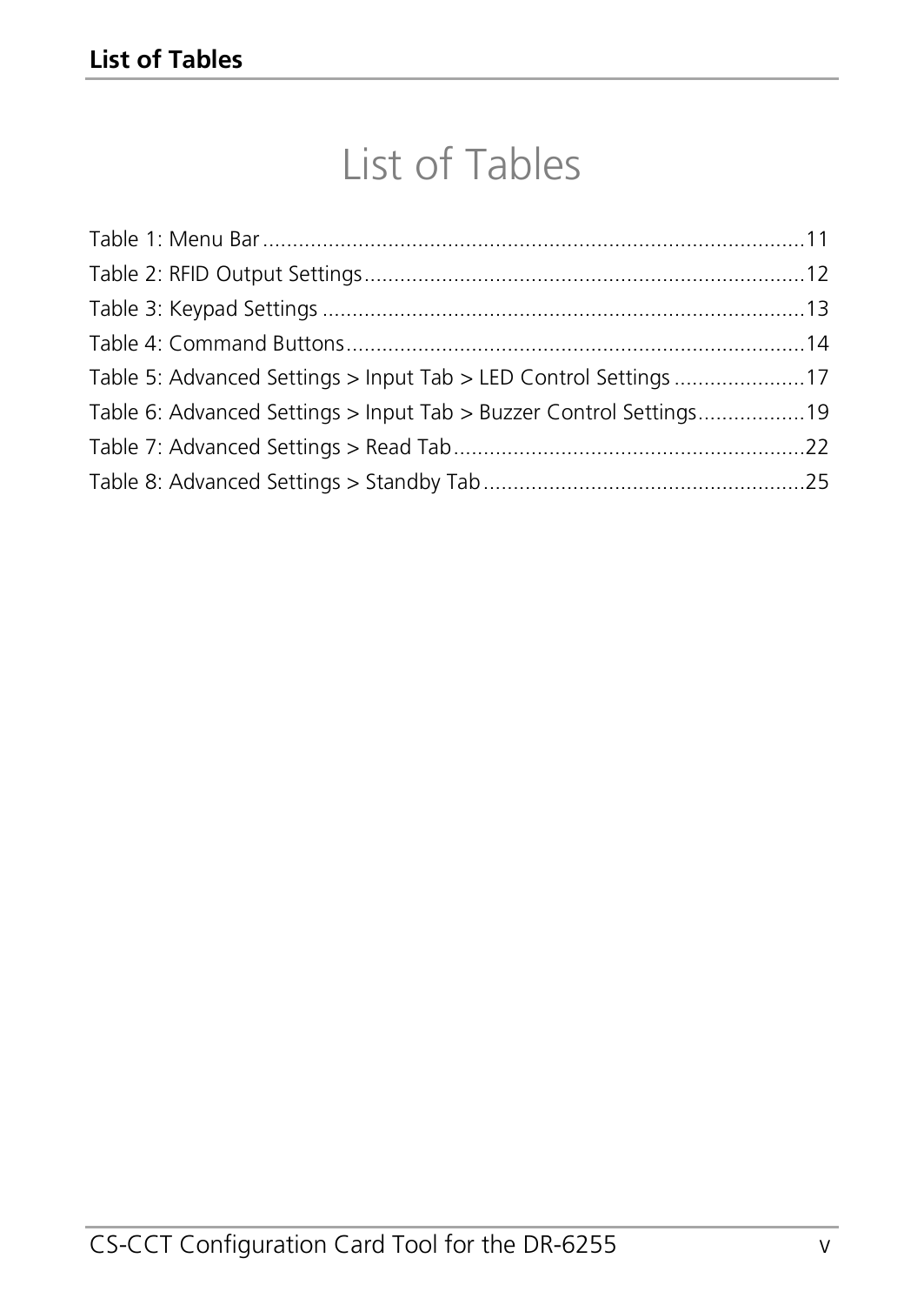# List of Tables

Table 1: Menu Bar ........................................................................................11
Table 2: RFID Output Settings.........................................................................12
Table 3: Keypad Settings ................................................................................13
Table 4: Command Buttons............................................................................14
Table 5: Advanced Settings > Input Tab > LED Control Settings ......................17
Table 6: Advanced Settings > Input Tab > Buzzer Control Settings..................19
Table 7: Advanced Settings > Read Tab...........................................................22
Table 8: Advanced Settings > Standby Tab......................................................25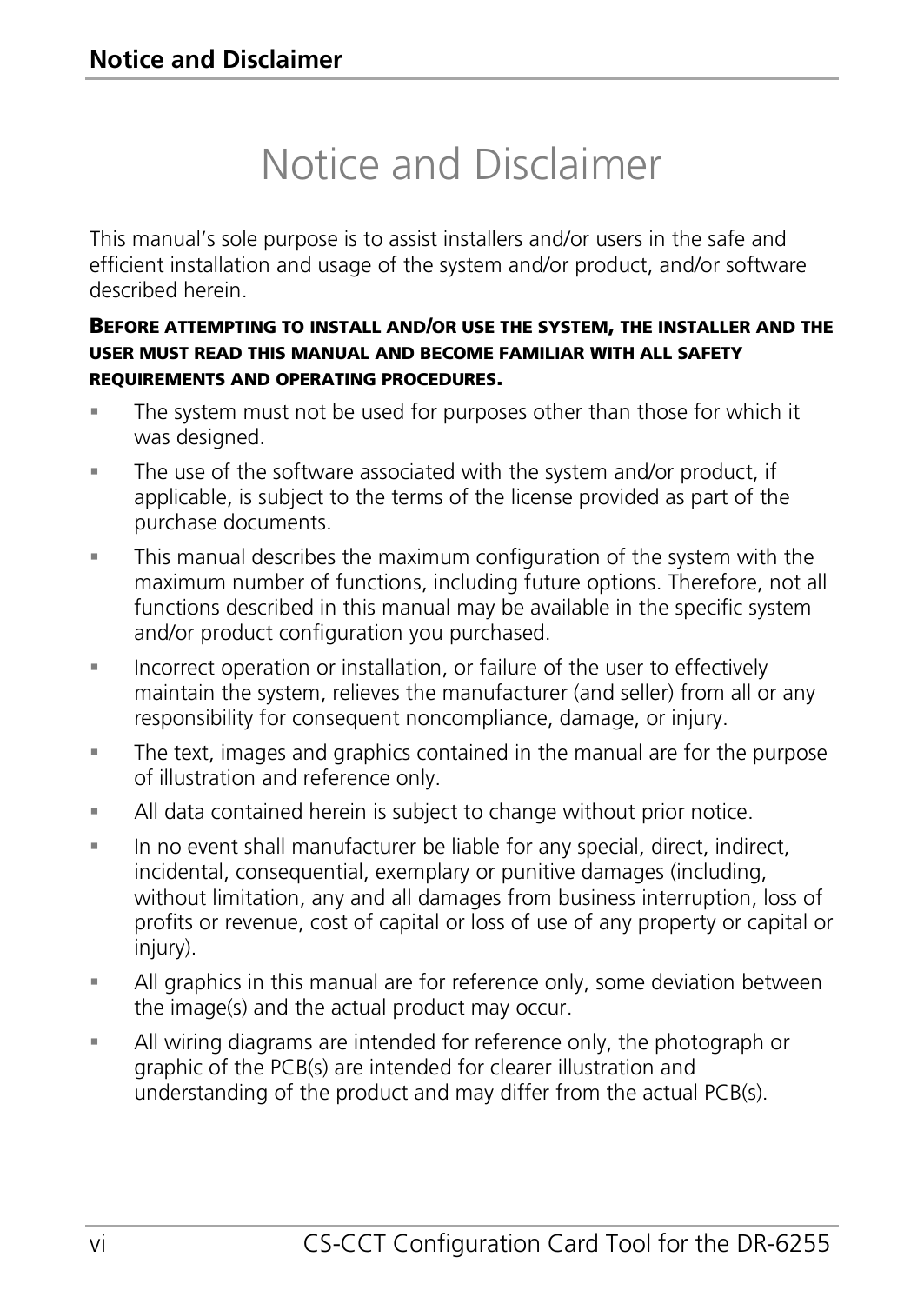# Notice and Disclaimer

This manual's sole purpose is to assist installers and/or users in the safe and efficient installation and usage of the system and/or product, and/or software described herein.

**BEFORE ATTEMPTING TO INSTALL AND/OR USE THE SYSTEM, THE INSTALLER AND THE USER MUST READ THIS MANUAL AND BECOME FAMILIAR WITH ALL SAFETY REQUIREMENTS AND OPERATING PROCEDURES.**

- The system must not be used for purposes other than those for which it was designed.
- The use of the software associated with the system and/or product, if applicable, is subject to the terms of the license provided as part of the purchase documents.
- This manual describes the maximum configuration of the system with the maximum number of functions, including future options. Therefore, not all functions described in this manual may be available in the specific system and/or product configuration you purchased.
- Incorrect operation or installation, or failure of the user to effectively maintain the system, relieves the manufacturer (and seller) from all or any responsibility for consequent noncompliance, damage, or injury.
- The text, images and graphics contained in the manual are for the purpose of illustration and reference only.
- All data contained herein is subject to change without prior notice.
- In no event shall manufacturer be liable for any special, direct, indirect, incidental, consequential, exemplary or punitive damages (including, without limitation, any and all damages from business interruption, loss of profits or revenue, cost of capital or loss of use of any property or capital or injury).
- All graphics in this manual are for reference only, some deviation between the image(s) and the actual product may occur.
- All wiring diagrams are intended for reference only, the photograph or graphic of the PCB(s) are intended for clearer illustration and understanding of the product and may differ from the actual PCB(s).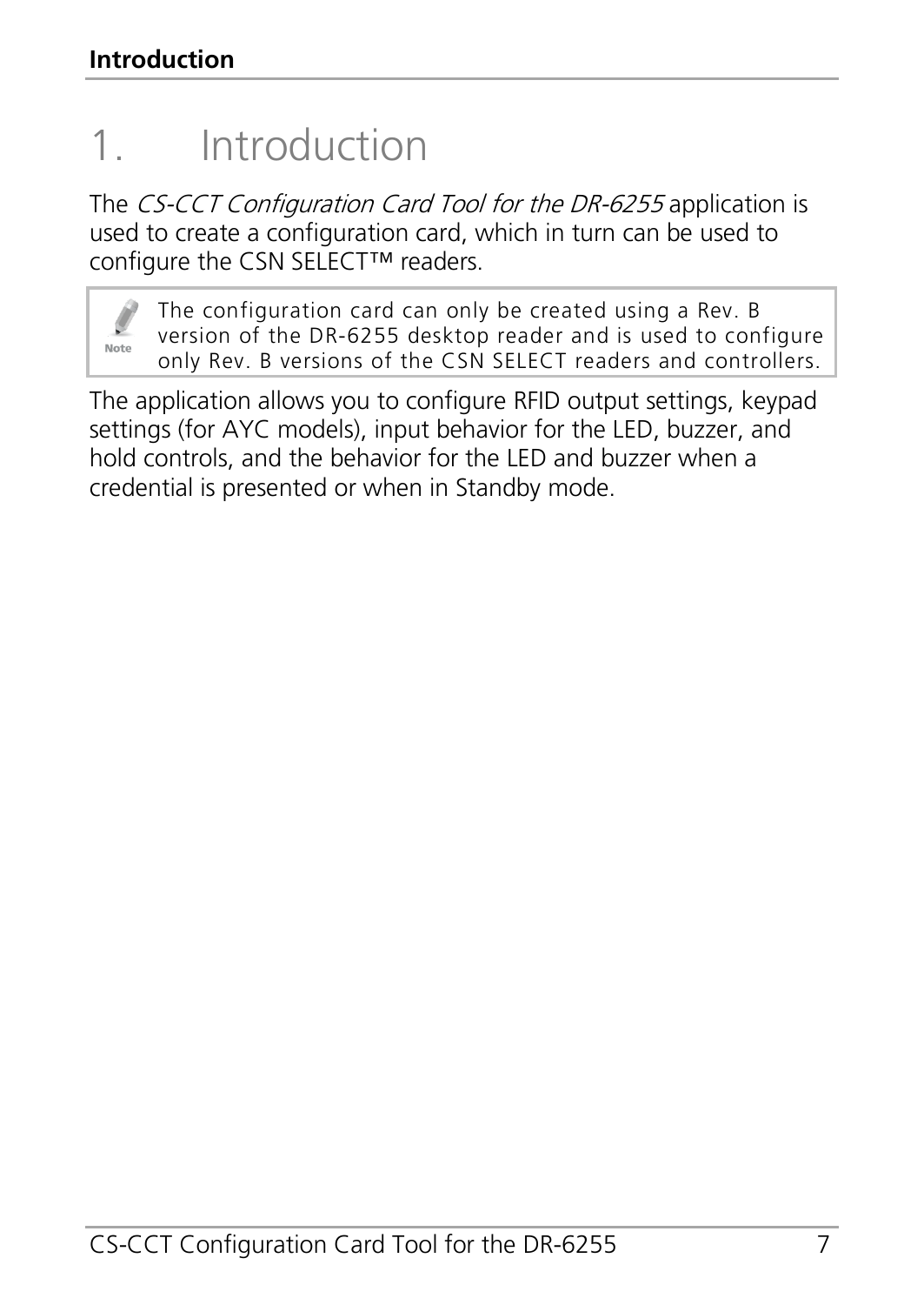# 1. Introduction

The *CS-CCT Configuration Card Tool for the DR-6255* application is used to create a configuration card, which in turn can be used to configure the CSN SELECT™ readers.

> **Note:** The configuration card can only be created using a Rev. B version of the DR-6255 desktop reader and is used to configure only Rev. B versions of the CSN SELECT readers and controllers.

The application allows you to configure RFID output settings, keypad settings (for AYC models), input behavior for the LED, buzzer, and hold controls, and the behavior for the LED and buzzer when a credential is presented or when in Standby mode.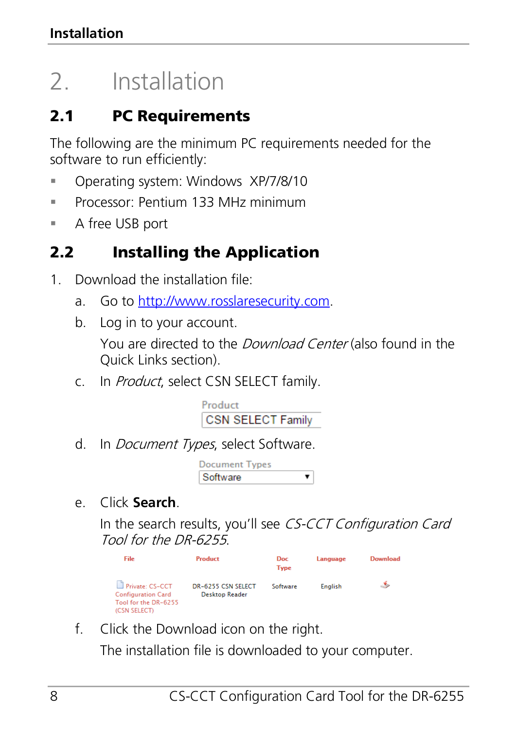# 2. Installation

## 2.1 PC Requirements

The following are the minimum PC requirements needed for the software to run efficiently:

- Operating system: Windows XP/7/8/10
- Processor: Pentium 133 MHz minimum
- A free USB port

## 2.2 Installing the Application

1. Download the installation file:
   a. Go to [http://www.rosslaresecurity.com](http://www.rosslaresecurity.com).
   b. Log in to your account.

      You are directed to the *Download Center* (also found in the Quick Links section).
   c. In *Product*, select CSN SELECT family.

      Product
      CSN SELECT Family
   d. In *Document Types*, select Software.

      Document Types
      Software
   e. Click **Search**.

      In the search results, you'll see *CS-CCT Configuration Card Tool for the DR-6255*.

| File | Product | Doc Type | Language | Download |
|---|---|---|---|---|
| Private: CS-CCT Configuration Card Tool for the DR-6255 (CSN SELECT) | DR-6255 CSN SELECT Desktop Reader | Software | English | |

   f. Click the Download icon on the right.

      The installation file is downloaded to your computer.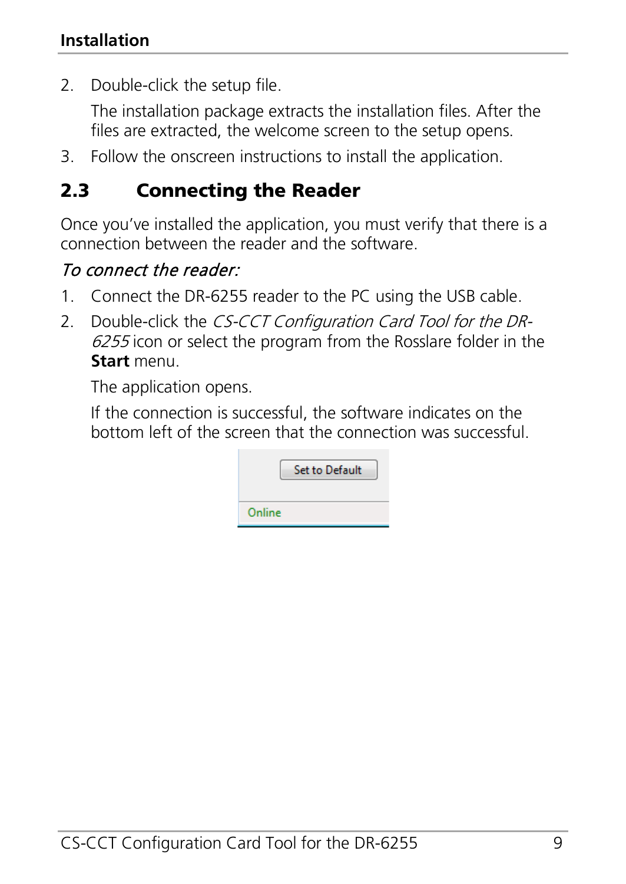2. Double-click the setup file.

   The installation package extracts the installation files. After the files are extracted, the welcome screen to the setup opens.

3. Follow the onscreen instructions to install the application.

## 2.3 Connecting the Reader

Once you've installed the application, you must verify that there is a connection between the reader and the software.

*To connect the reader:*

1. Connect the DR-6255 reader to the PC using the USB cable.
2. Double-click the *CS-CCT Configuration Card Tool for the DR-6255* icon or select the program from the Rosslare folder in the **Start** menu.

   The application opens.

   If the connection is successful, the software indicates on the bottom left of the screen that the connection was successful.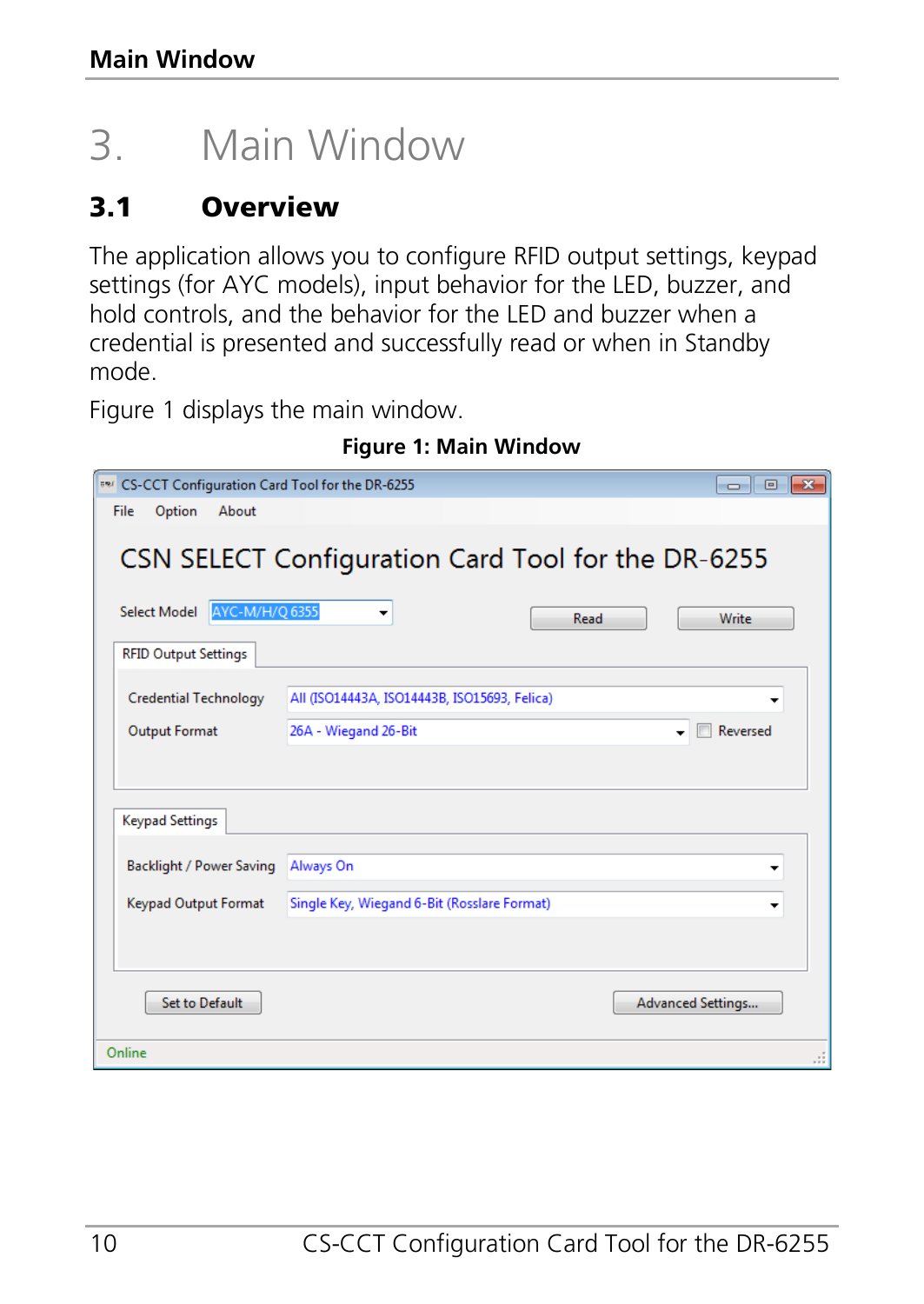# 3. Main Window

## 3.1 Overview

The application allows you to configure RFID output settings, keypad settings (for AYC models), input behavior for the LED, buzzer, and hold controls, and the behavior for the LED and buzzer when a credential is presented and successfully read or when in Standby mode.

Figure 1 displays the main window.

**Figure 1: Main Window**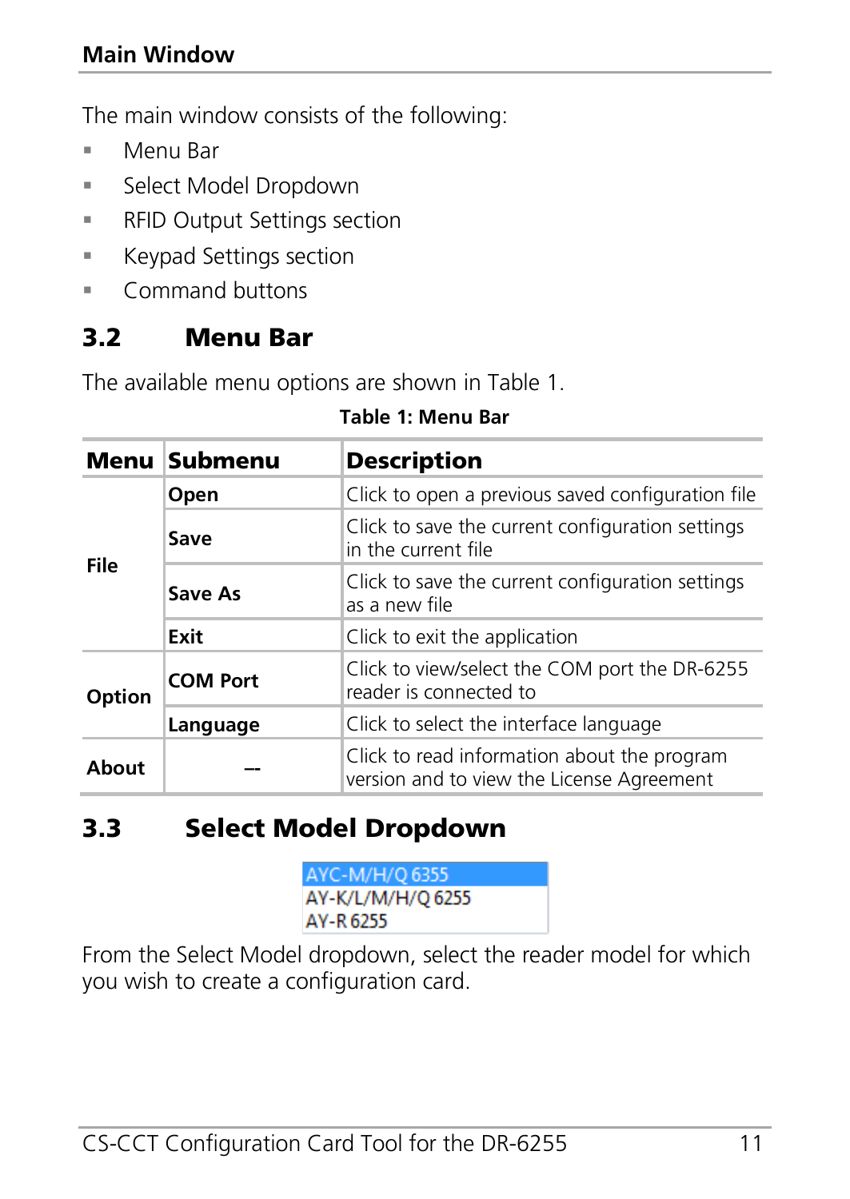## Main Window

The main window consists of the following:

- Menu Bar
- Select Model Dropdown
- RFID Output Settings section
- Keypad Settings section
- Command buttons

## 3.2 Menu Bar

The available menu options are shown in Table 1.

**Table 1: Menu Bar**

| Menu | Submenu | Description |
|---|---|---|
| **File** | **Open** | Click to open a previous saved configuration file |
| | **Save** | Click to save the current configuration settings in the current file |
| | **Save As** | Click to save the current configuration settings as a new file |
| | **Exit** | Click to exit the application |
| **Option** | **COM Port** | Click to view/select the COM port the DR-6255 reader is connected to |
| | **Language** | Click to select the interface language |
| **About** | -- | Click to read information about the program version and to view the License Agreement |

## 3.3 Select Model Dropdown

AYC-M/H/Q 6355
AY-K/L/M/H/Q 6255
AY-R 6255

From the Select Model dropdown, select the reader model for which you wish to create a configuration card.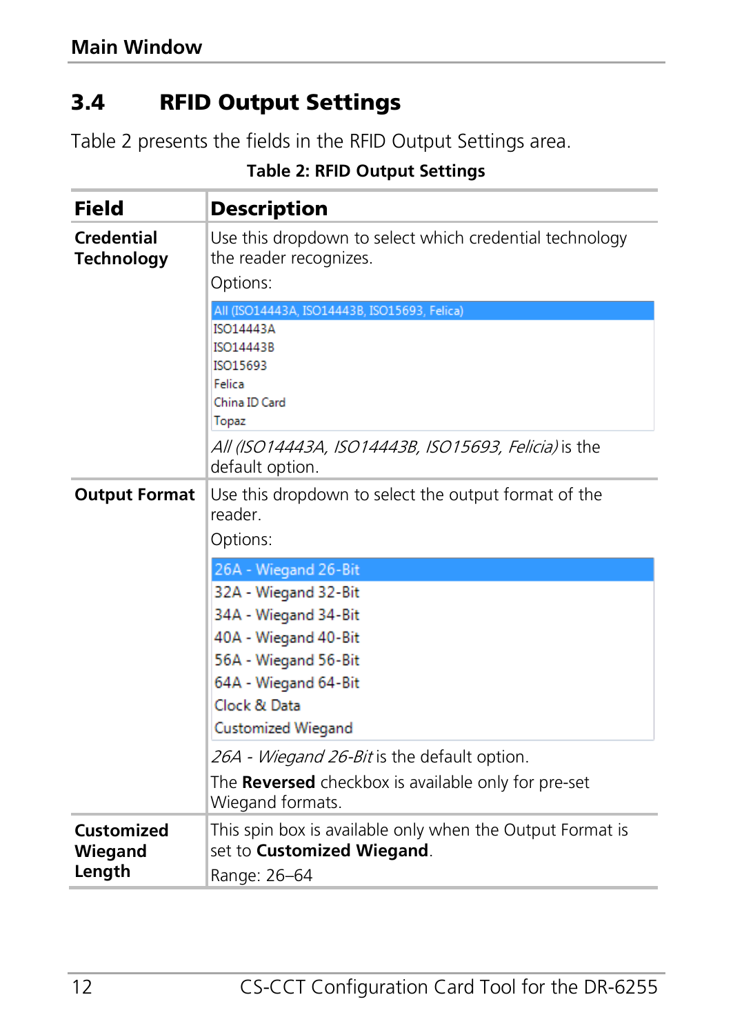## 3.4 RFID Output Settings

Table 2 presents the fields in the RFID Output Settings area.

**Table 2: RFID Output Settings**

| Field | Description |
|---|---|
| **Credential Technology** | Use this dropdown to select which credential technology the reader recognizes.<br>Options:<br>All (ISO14443A, ISO14443B, ISO15693, Felica)<br>ISO14443A<br>ISO14443B<br>ISO15693<br>Felica<br>China ID Card<br>Topaz<br>*All (ISO14443A, ISO14443B, ISO15693, Felicia)* is the default option. |
| **Output Format** | Use this dropdown to select the output format of the reader.<br>Options:<br>26A - Wiegand 26-Bit<br>32A - Wiegand 32-Bit<br>34A - Wiegand 34-Bit<br>40A - Wiegand 40-Bit<br>56A - Wiegand 56-Bit<br>64A - Wiegand 64-Bit<br>Clock & Data<br>Customized Wiegand<br>*26A - Wiegand 26-Bit* is the default option.<br>The **Reversed** checkbox is available only for pre-set Wiegand formats. |
| **Customized Wiegand Length** | This spin box is available only when the Output Format is set to **Customized Wiegand**.<br>Range: 26–64 |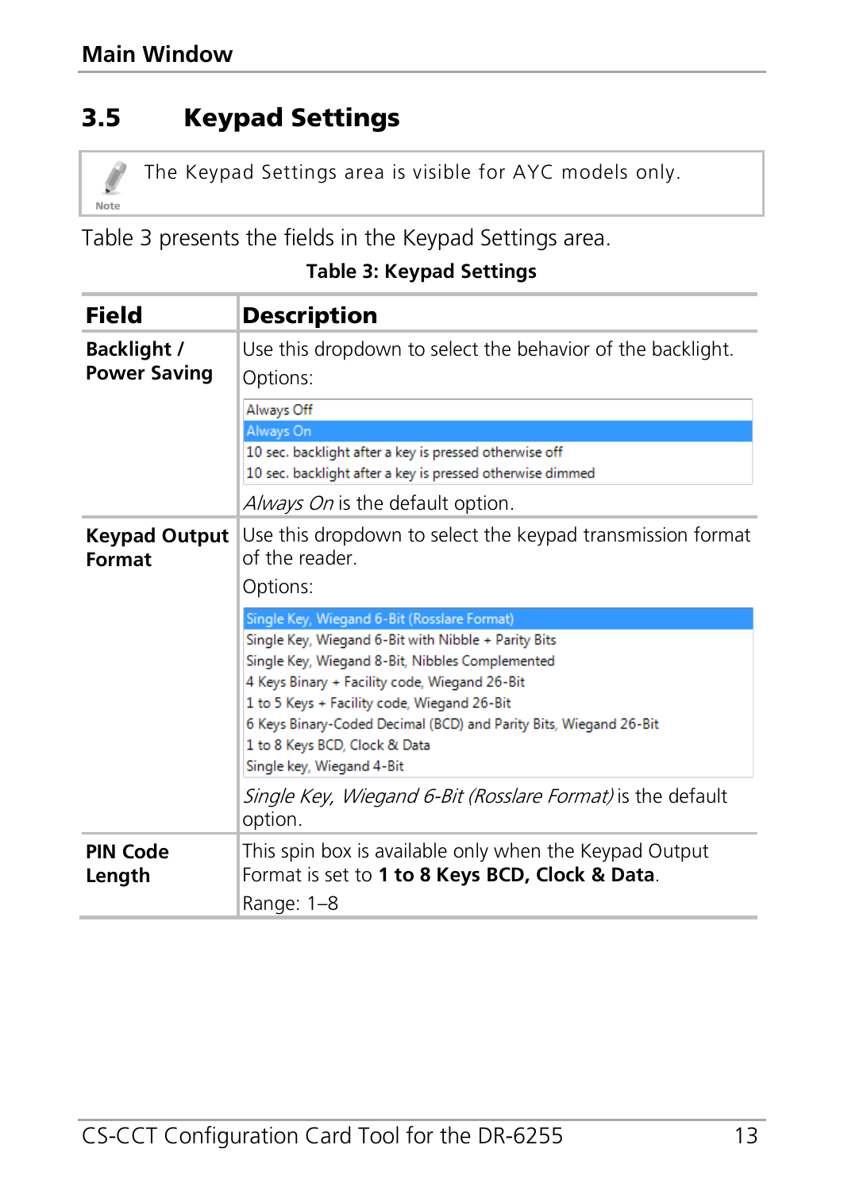## 3.5 Keypad Settings

> **Note:** The Keypad Settings area is visible for AYC models only.

Table 3 presents the fields in the Keypad Settings area.

**Table 3: Keypad Settings**

| Field | Description |
|---|---|
| **Backlight / Power Saving** | Use this dropdown to select the behavior of the backlight.<br>Options:<br>Always Off<br>Always On<br>10 sec. backlight after a key is pressed otherwise off<br>10 sec. backlight after a key is pressed otherwise dimmed<br>*Always On* is the default option. |
| **Keypad Output Format** | Use this dropdown to select the keypad transmission format of the reader.<br>Options:<br>Single Key, Wiegand 6-Bit (Rosslare Format)<br>Single Key, Wiegand 6-Bit with Nibble + Parity Bits<br>Single Key, Wiegand 8-Bit, Nibbles Complemented<br>4 Keys Binary + Facility code, Wiegand 26-Bit<br>1 to 5 Keys + Facility code, Wiegand 26-Bit<br>6 Keys Binary-Coded Decimal (BCD) and Parity Bits, Wiegand 26-Bit<br>1 to 8 Keys BCD, Clock & Data<br>Single key, Wiegand 4-Bit<br>*Single Key, Wiegand 6-Bit (Rosslare Format)* is the default option. |
| **PIN Code Length** | This spin box is available only when the Keypad Output Format is set to **1 to 8 Keys BCD, Clock & Data**.<br>Range: 1–8 |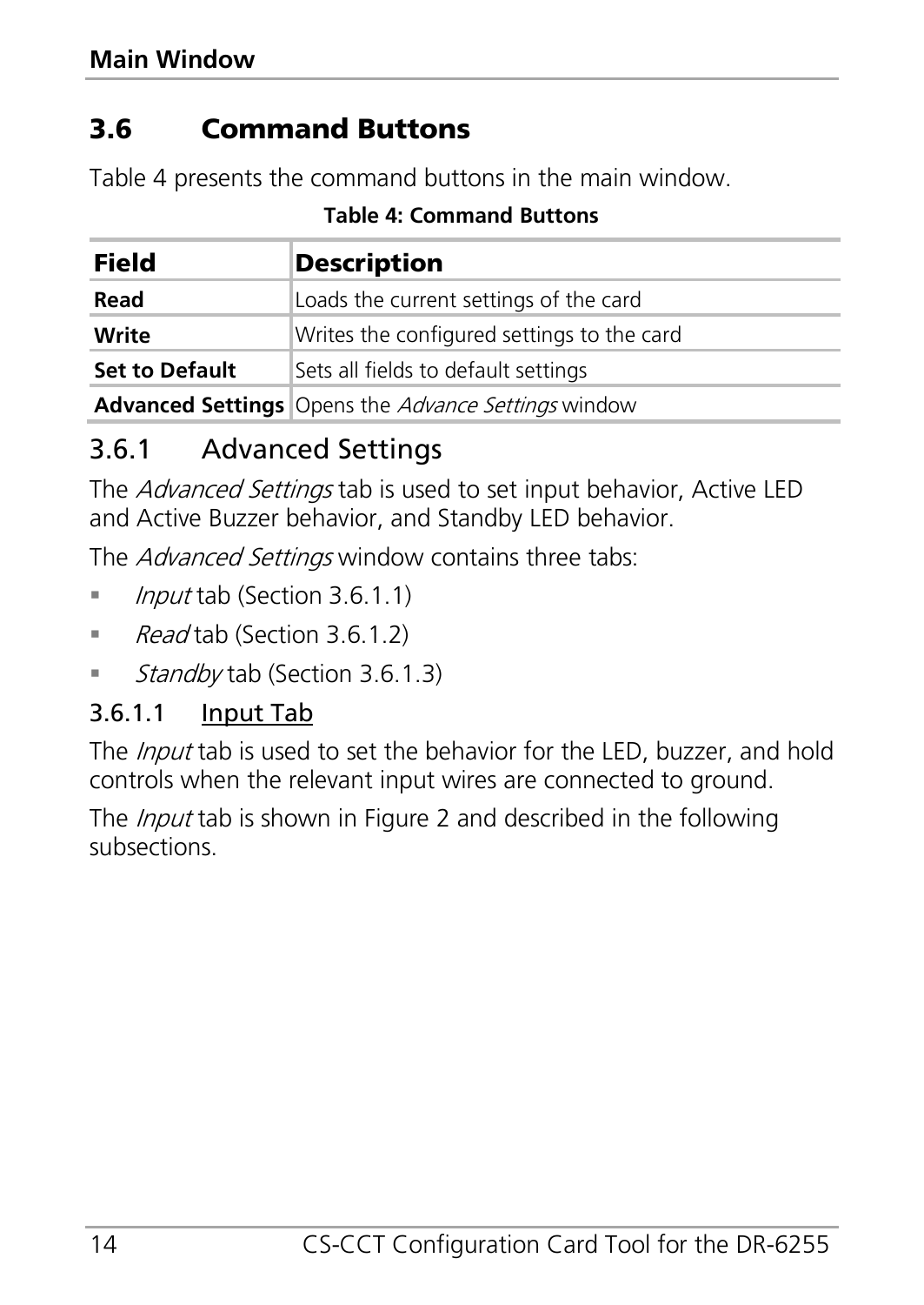## 3.6 Command Buttons

Table 4 presents the command buttons in the main window.

**Table 4: Command Buttons**

| Field | Description |
|---|---|
| **Read** | Loads the current settings of the card |
| **Write** | Writes the configured settings to the card |
| **Set to Default** | Sets all fields to default settings |
| **Advanced Settings** | Opens the *Advance Settings* window |

### 3.6.1 Advanced Settings

The *Advanced Settings* tab is used to set input behavior, Active LED and Active Buzzer behavior, and Standby LED behavior.

The *Advanced Settings* window contains three tabs:

- *Input* tab (Section 3.6.1.1)
- *Read* tab (Section 3.6.1.2)
- *Standby* tab (Section 3.6.1.3)

#### 3.6.1.1 Input Tab

The *Input* tab is used to set the behavior for the LED, buzzer, and hold controls when the relevant input wires are connected to ground.

The *Input* tab is shown in Figure 2 and described in the following subsections.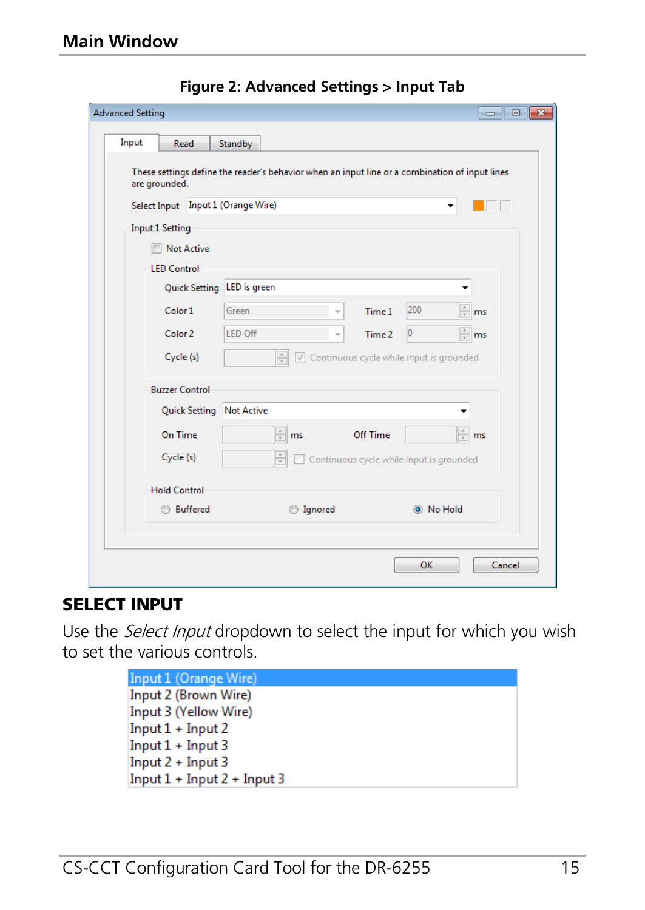**Figure 2: Advanced Settings > Input Tab**

Advanced Setting

Input | Read | Standby

These settings define the reader's behavior when an input line or a combination of input lines are grounded.

Select Input: Input 1 (Orange Wire)

Input 1 Setting

- Not Active

LED Control

| | | | | |
|---|---|---|---|---|
| Quick Setting | LED is green | | | |
| Color 1 | Green | Time 1 | 200 | ms |
| Color 2 | LED Off | Time 2 | 0 | ms |
| Cycle (s) | | Continuous cycle while input is grounded | | |

Buzzer Control

| | | | | |
|---|---|---|---|---|
| Quick Setting | Not Active | | | |
| On Time | ms | Off Time | | ms |
| Cycle (s) | | Continuous cycle while input is grounded | | |

Hold Control

- Buffered
- Ignored
- No Hold

OK | Cancel

## SELECT INPUT

Use the *Select Input* dropdown to select the input for which you wish to set the various controls.

Input 1 (Orange Wire)
Input 2 (Brown Wire)
Input 3 (Yellow Wire)
Input 1 + Input 2
Input 1 + Input 3
Input 2 + Input 3
Input 1 + Input 2 + Input 3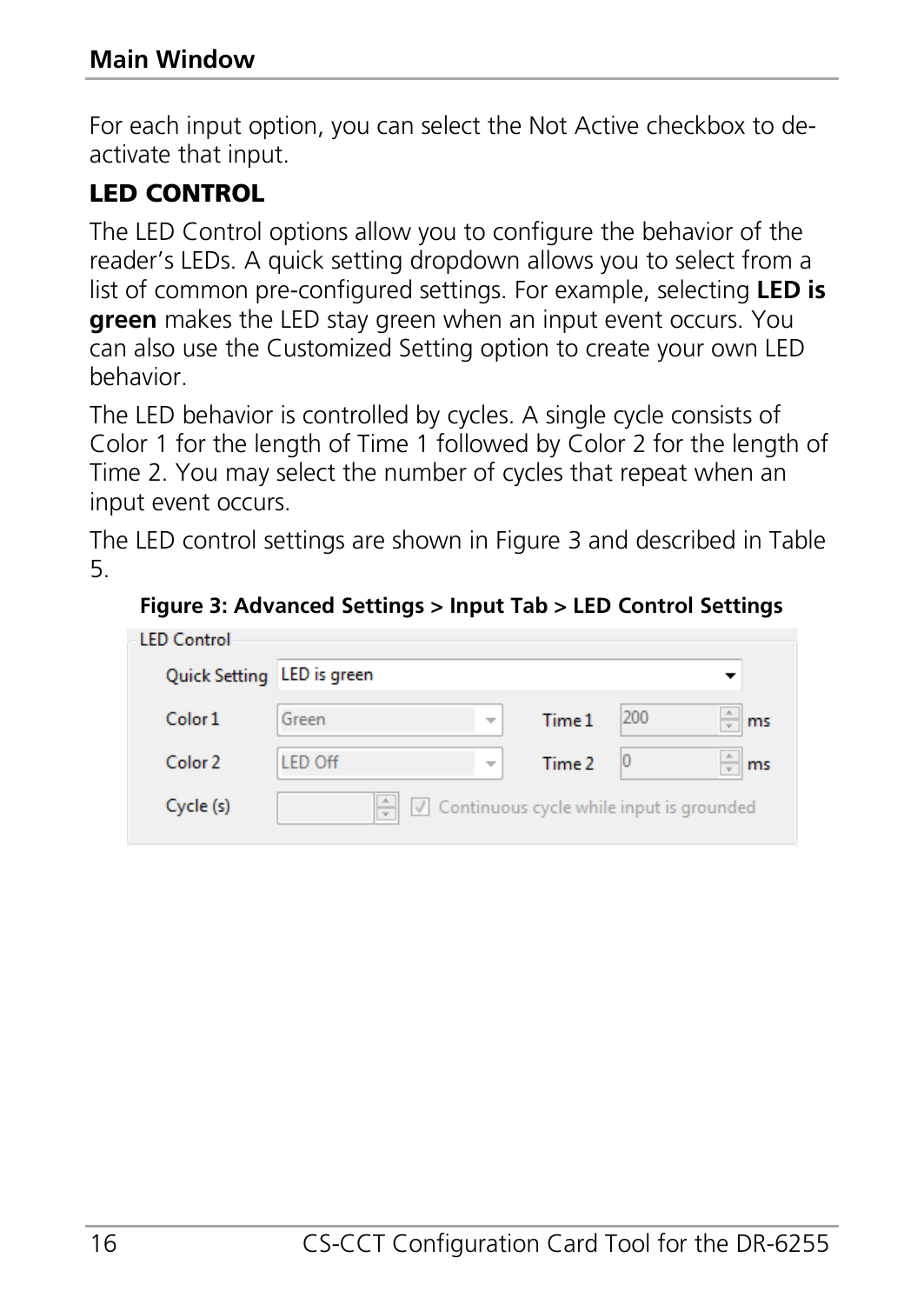For each input option, you can select the Not Active checkbox to de-activate that input.

### LED CONTROL

The LED Control options allow you to configure the behavior of the reader's LEDs. A quick setting dropdown allows you to select from a list of common pre-configured settings. For example, selecting **LED is green** makes the LED stay green when an input event occurs. You can also use the Customized Setting option to create your own LED behavior.

The LED behavior is controlled by cycles. A single cycle consists of Color 1 for the length of Time 1 followed by Color 2 for the length of Time 2. You may select the number of cycles that repeat when an input event occurs.

The LED control settings are shown in Figure 3 and described in Table 5.

**Figure 3: Advanced Settings > Input Tab > LED Control Settings**

LED Control

Quick Setting: LED is green

Color 1: Green — Time 1: 200 ms

Color 2: LED Off — Time 2: 0 ms

Cycle (s): — ☑ Continuous cycle while input is grounded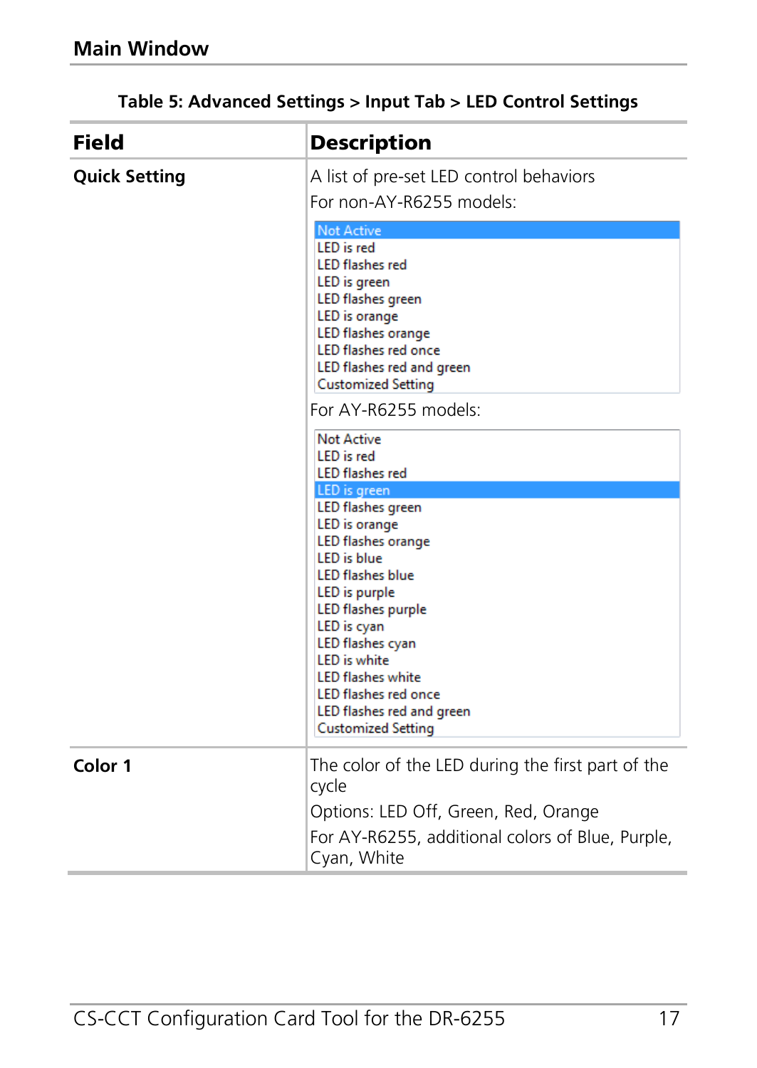**Table 5: Advanced Settings > Input Tab > LED Control Settings**

| Field | Description |
|---|---|
| **Quick Setting** | A list of pre-set LED control behaviors<br>For non-AY-R6255 models:<br>Not Active<br>LED is red<br>LED flashes red<br>LED is green<br>LED flashes green<br>LED is orange<br>LED flashes orange<br>LED flashes red once<br>LED flashes red and green<br>Customized Setting<br>For AY-R6255 models:<br>Not Active<br>LED is red<br>LED flashes red<br>LED is green<br>LED flashes green<br>LED is orange<br>LED flashes orange<br>LED is blue<br>LED flashes blue<br>LED is purple<br>LED flashes purple<br>LED is cyan<br>LED flashes cyan<br>LED is white<br>LED flashes white<br>LED flashes red once<br>LED flashes red and green<br>Customized Setting |
| **Color 1** | The color of the LED during the first part of the cycle<br>Options: LED Off, Green, Red, Orange<br>For AY-R6255, additional colors of Blue, Purple, Cyan, White |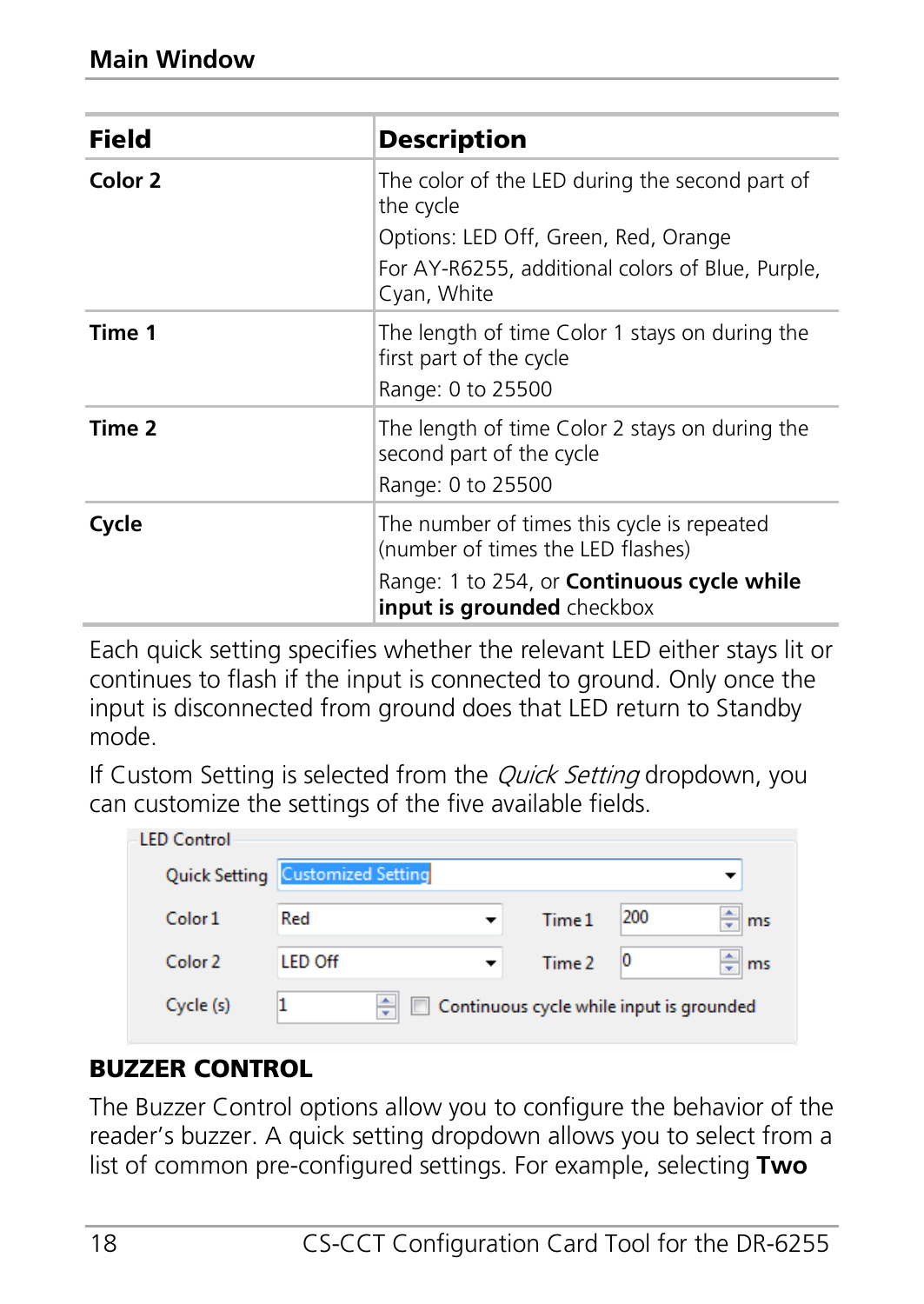| Field | Description |
|---|---|
| **Color 2** | The color of the LED during the second part of the cycle<br>Options: LED Off, Green, Red, Orange<br>For AY-R6255, additional colors of Blue, Purple, Cyan, White |
| **Time 1** | The length of time Color 1 stays on during the first part of the cycle<br>Range: 0 to 25500 |
| **Time 2** | The length of time Color 2 stays on during the second part of the cycle<br>Range: 0 to 25500 |
| **Cycle** | The number of times this cycle is repeated (number of times the LED flashes)<br>Range: 1 to 254, or **Continuous cycle while input is grounded** checkbox |

Each quick setting specifies whether the relevant LED either stays lit or continues to flash if the input is connected to ground. Only once the input is disconnected from ground does that LED return to Standby mode.

If Custom Setting is selected from the *Quick Setting* dropdown, you can customize the settings of the five available fields.

LED Control

| | | | | |
|---|---|---|---|---|
| Quick Setting | Customized Setting | | | |
| Color 1 | Red | Time 1 | 200 | ms |
| Color 2 | LED Off | Time 2 | 0 | ms |
| Cycle (s) | 1 | ☐ Continuous cycle while input is grounded | | |

## BUZZER CONTROL

The Buzzer Control options allow you to configure the behavior of the reader's buzzer. A quick setting dropdown allows you to select from a list of common pre-configured settings. For example, selecting **Two**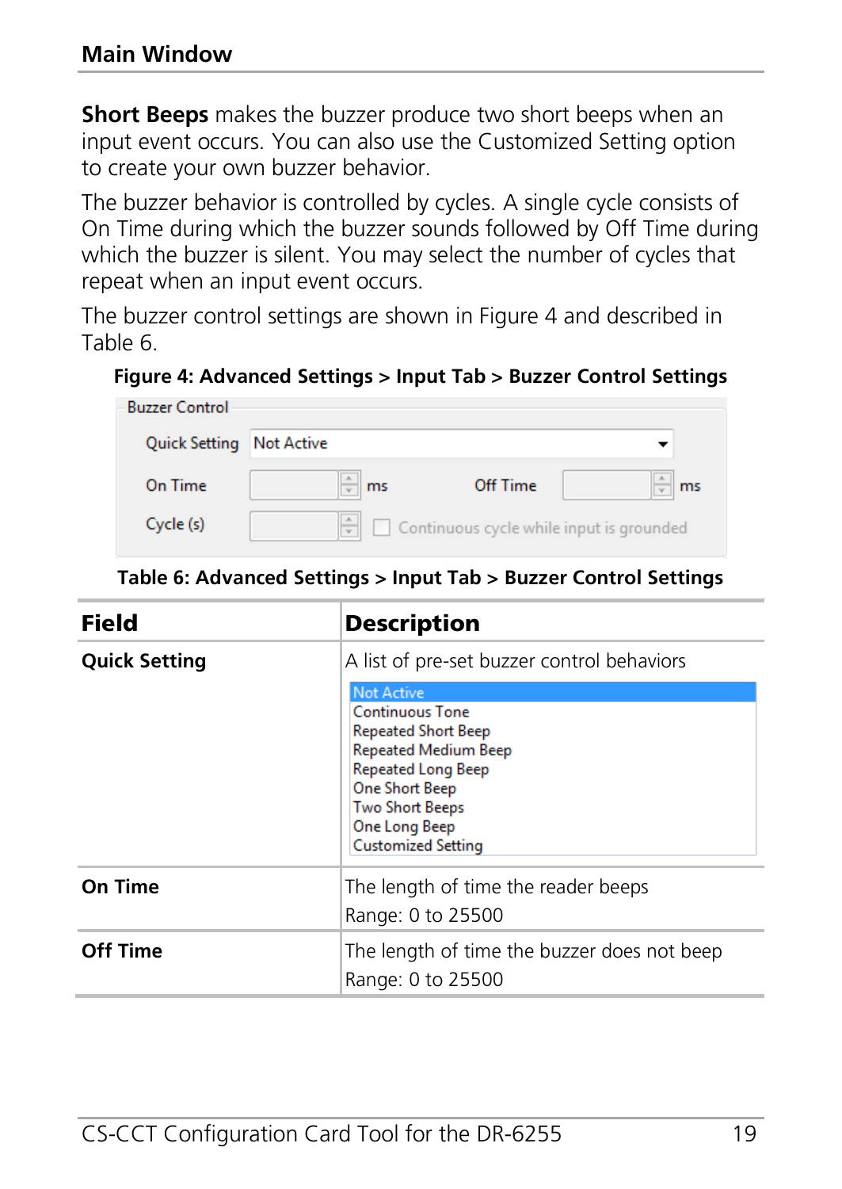**Short Beeps** makes the buzzer produce two short beeps when an input event occurs. You can also use the Customized Setting option to create your own buzzer behavior.

The buzzer behavior is controlled by cycles. A single cycle consists of On Time during which the buzzer sounds followed by Off Time during which the buzzer is silent. You may select the number of cycles that repeat when an input event occurs.

The buzzer control settings are shown in Figure 4 and described in Table 6.

**Figure 4: Advanced Settings > Input Tab > Buzzer Control Settings**

Buzzer Control

Quick Setting: Not Active

On Time: ms  Off Time: ms

Cycle (s)  Continuous cycle while input is grounded

**Table 6: Advanced Settings > Input Tab > Buzzer Control Settings**

| Field | Description |
|---|---|
| **Quick Setting** | A list of pre-set buzzer control behaviors<br>Not Active<br>Continuous Tone<br>Repeated Short Beep<br>Repeated Medium Beep<br>Repeated Long Beep<br>One Short Beep<br>Two Short Beeps<br>One Long Beep<br>Customized Setting |
| **On Time** | The length of time the reader beeps<br>Range: 0 to 25500 |
| **Off Time** | The length of time the buzzer does not beep<br>Range: 0 to 25500 |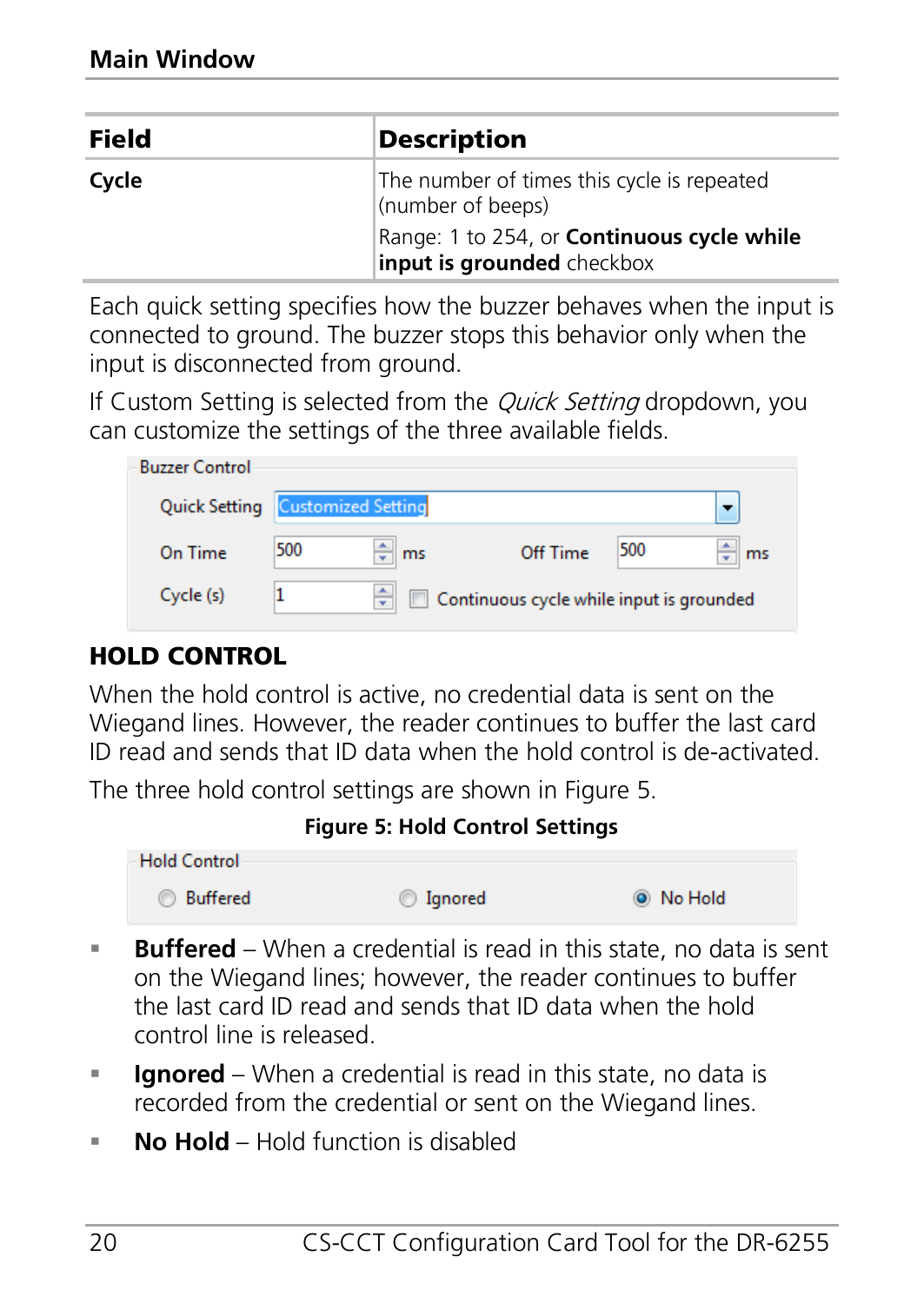| Field | Description |
|---|---|
| **Cycle** | The number of times this cycle is repeated (number of beeps)<br>Range: 1 to 254, or **Continuous cycle while input is grounded** checkbox |

Each quick setting specifies how the buzzer behaves when the input is connected to ground. The buzzer stops this behavior only when the input is disconnected from ground.

If Custom Setting is selected from the *Quick Setting* dropdown, you can customize the settings of the three available fields.

## HOLD CONTROL

When the hold control is active, no credential data is sent on the Wiegand lines. However, the reader continues to buffer the last card ID read and sends that ID data when the hold control is de-activated.

The three hold control settings are shown in Figure 5.

**Figure 5: Hold Control Settings**

- **Buffered** – When a credential is read in this state, no data is sent on the Wiegand lines; however, the reader continues to buffer the last card ID read and sends that ID data when the hold control line is released.
- **Ignored** – When a credential is read in this state, no data is recorded from the credential or sent on the Wiegand lines.
- **No Hold** – Hold function is disabled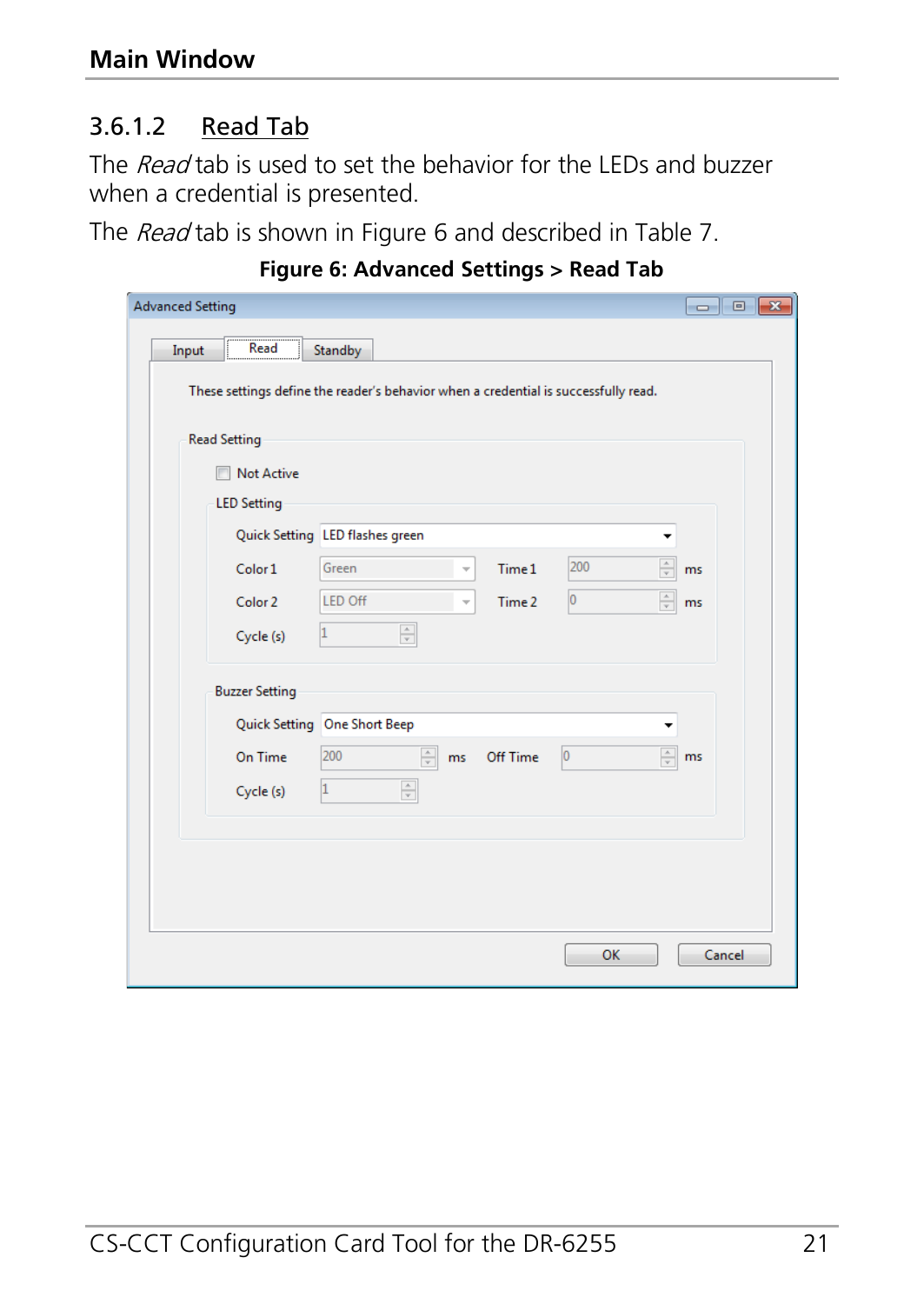### 3.6.1.2 Read Tab

The *Read* tab is used to set the behavior for the LEDs and buzzer when a credential is presented.

The *Read* tab is shown in Figure 6 and described in Table 7.

**Figure 6: Advanced Settings > Read Tab**

Advanced Setting

Input | Read | Standby

These settings define the reader's behavior when a credential is successfully read.

Read Setting

- [ ] Not Active

LED Setting

Quick Setting: LED flashes green

Color 1: Green | Time 1: 200 ms

Color 2: LED Off | Time 2: 0 ms

Cycle (s): 1

Buzzer Setting

Quick Setting: One Short Beep

On Time: 200 ms | Off Time: 0 ms

Cycle (s): 1

OK | Cancel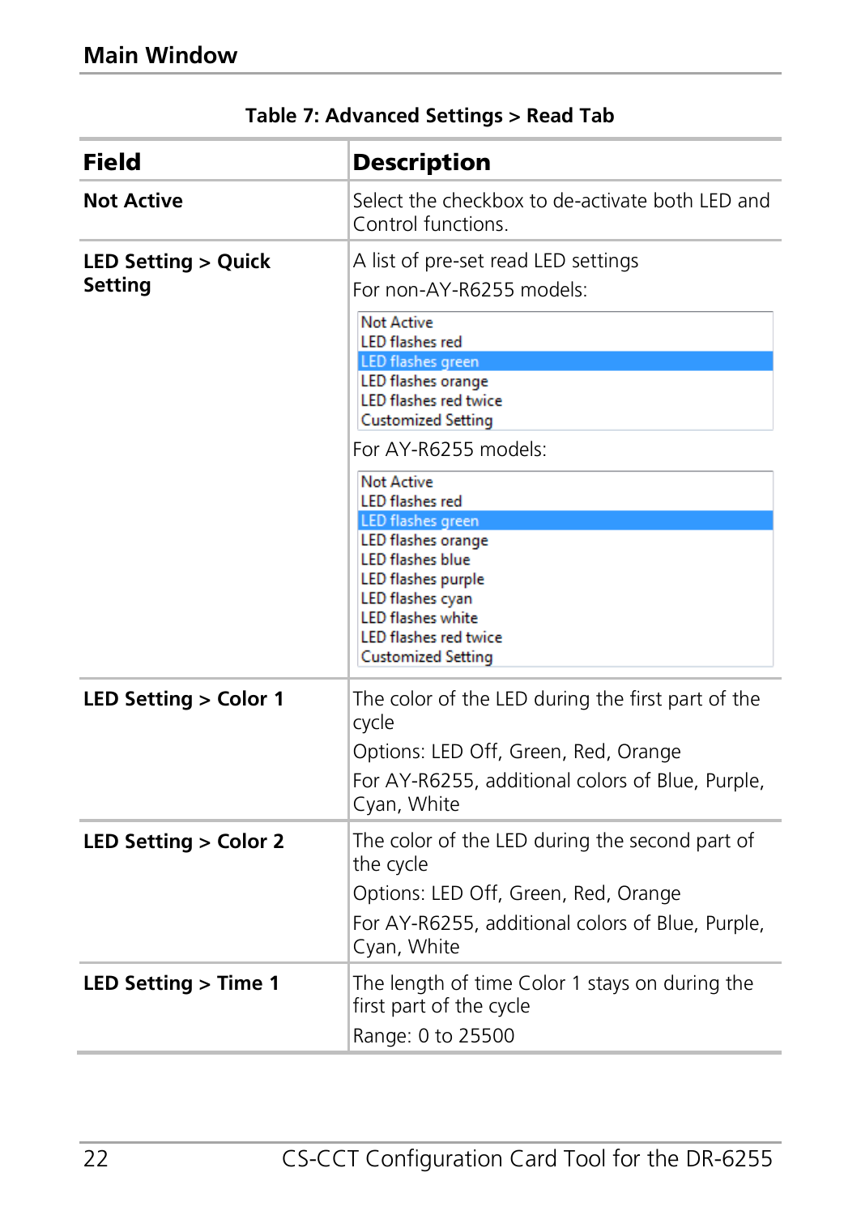**Table 7: Advanced Settings > Read Tab**

| Field | Description |
|---|---|
| **Not Active** | Select the checkbox to de-activate both LED and Control functions. |
| **LED Setting > Quick Setting** | A list of pre-set read LED settings<br>For non-AY-R6255 models:<br>Not Active<br>LED flashes red<br>LED flashes green<br>LED flashes orange<br>LED flashes red twice<br>Customized Setting<br>For AY-R6255 models:<br>Not Active<br>LED flashes red<br>LED flashes green<br>LED flashes orange<br>LED flashes blue<br>LED flashes purple<br>LED flashes cyan<br>LED flashes white<br>LED flashes red twice<br>Customized Setting |
| **LED Setting > Color 1** | The color of the LED during the first part of the cycle<br>Options: LED Off, Green, Red, Orange<br>For AY-R6255, additional colors of Blue, Purple, Cyan, White |
| **LED Setting > Color 2** | The color of the LED during the second part of the cycle<br>Options: LED Off, Green, Red, Orange<br>For AY-R6255, additional colors of Blue, Purple, Cyan, White |
| **LED Setting > Time 1** | The length of time Color 1 stays on during the first part of the cycle<br>Range: 0 to 25500 |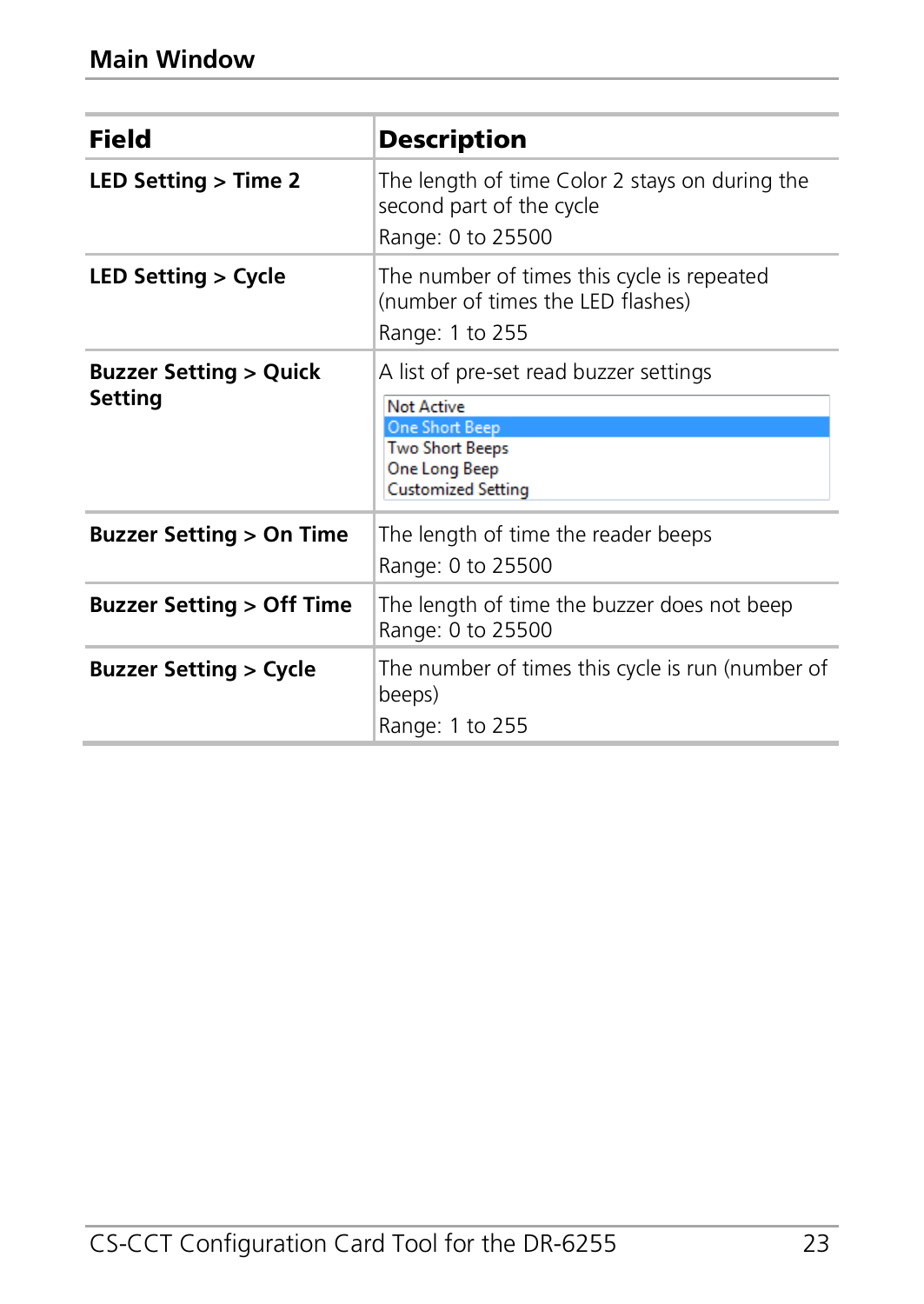| Field | Description |
|---|---|
| **LED Setting > Time 2** | The length of time Color 2 stays on during the second part of the cycle<br>Range: 0 to 25500 |
| **LED Setting > Cycle** | The number of times this cycle is repeated (number of times the LED flashes)<br>Range: 1 to 255 |
| **Buzzer Setting > Quick Setting** | A list of pre-set read buzzer settings<br>Not Active<br>One Short Beep<br>Two Short Beeps<br>One Long Beep<br>Customized Setting |
| **Buzzer Setting > On Time** | The length of time the reader beeps<br>Range: 0 to 25500 |
| **Buzzer Setting > Off Time** | The length of time the buzzer does not beep<br>Range: 0 to 25500 |
| **Buzzer Setting > Cycle** | The number of times this cycle is run (number of beeps)<br>Range: 1 to 255 |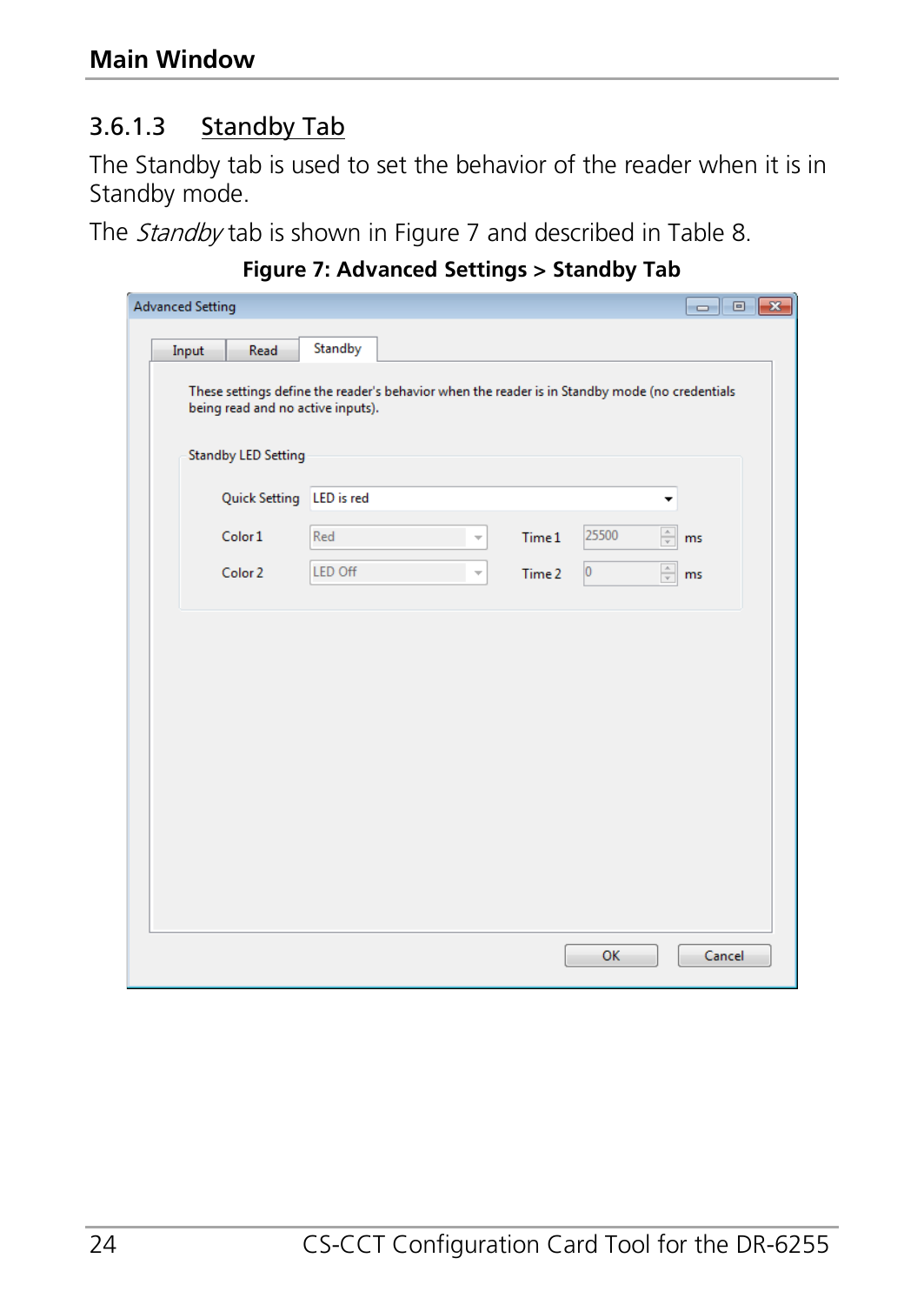### 3.6.1.3 Standby Tab

The Standby tab is used to set the behavior of the reader when it is in Standby mode.

The *Standby* tab is shown in Figure 7 and described in Table 8.

**Figure 7: Advanced Settings > Standby Tab**

Advanced Setting

Input | Read | Standby

These settings define the reader's behavior when the reader is in Standby mode (no credentials being read and no active inputs).

Standby LED Setting

Quick Setting: LED is red

Color 1: Red — Time 1: 25500 ms

Color 2: LED Off — Time 2: 0 ms

OK | Cancel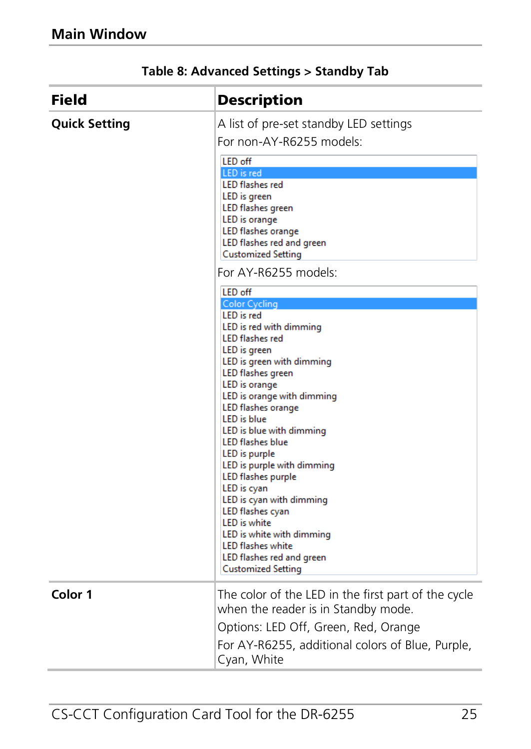**Table 8: Advanced Settings > Standby Tab**

| Field | Description |
|---|---|
| **Quick Setting** | A list of pre-set standby LED settings<br>For non-AY-R6255 models:<br>LED off<br>LED is red<br>LED flashes red<br>LED is green<br>LED flashes green<br>LED is orange<br>LED flashes orange<br>LED flashes red and green<br>Customized Setting<br>For AY-R6255 models:<br>LED off<br>Color Cycling<br>LED is red<br>LED is red with dimming<br>LED flashes red<br>LED is green<br>LED is green with dimming<br>LED flashes green<br>LED is orange<br>LED is orange with dimming<br>LED flashes orange<br>LED is blue<br>LED is blue with dimming<br>LED flashes blue<br>LED is purple<br>LED is purple with dimming<br>LED flashes purple<br>LED is cyan<br>LED is cyan with dimming<br>LED flashes cyan<br>LED is white<br>LED is white with dimming<br>LED flashes white<br>LED flashes red and green<br>Customized Setting |
| **Color 1** | The color of the LED in the first part of the cycle when the reader is in Standby mode.<br>Options: LED Off, Green, Red, Orange<br>For AY-R6255, additional colors of Blue, Purple, Cyan, White |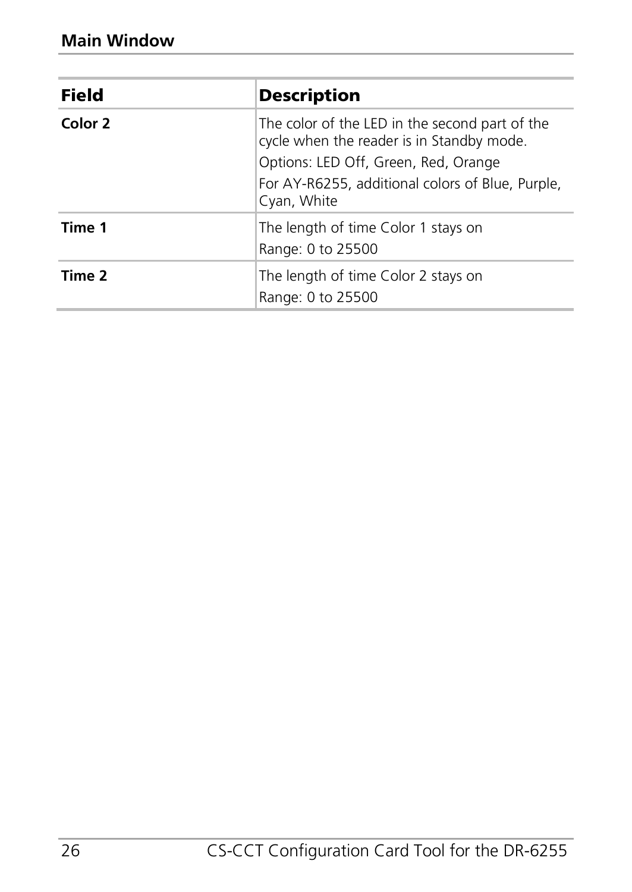| Field | Description |
| --- | --- |
| **Color 2** | The color of the LED in the second part of the cycle when the reader is in Standby mode.<br>Options: LED Off, Green, Red, Orange<br>For AY-R6255, additional colors of Blue, Purple, Cyan, White |
| **Time 1** | The length of time Color 1 stays on<br>Range: 0 to 25500 |
| **Time 2** | The length of time Color 2 stays on<br>Range: 0 to 25500 |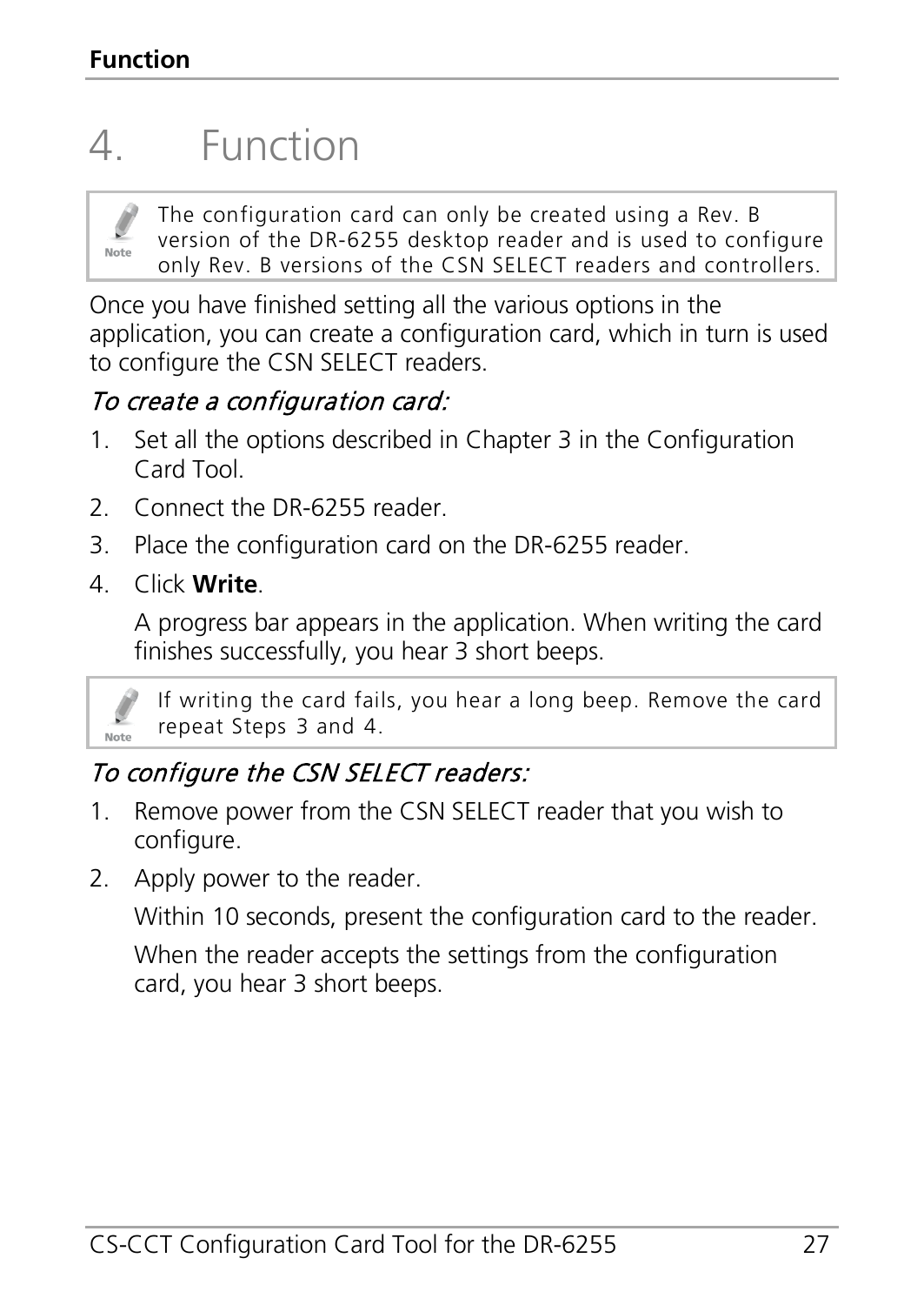# 4. Function

> **Note:** The configuration card can only be created using a Rev. B version of the DR-6255 desktop reader and is used to configure only Rev. B versions of the CSN SELECT readers and controllers.

Once you have finished setting all the various options in the application, you can create a configuration card, which in turn is used to configure the CSN SELECT readers.

*To create a configuration card:*

1. Set all the options described in Chapter 3 in the Configuration Card Tool.
2. Connect the DR-6255 reader.
3. Place the configuration card on the DR-6255 reader.
4. Click **Write**.

   A progress bar appears in the application. When writing the card finishes successfully, you hear 3 short beeps.

> **Note:** If writing the card fails, you hear a long beep. Remove the card repeat Steps 3 and 4.

*To configure the CSN SELECT readers:*

1. Remove power from the CSN SELECT reader that you wish to configure.
2. Apply power to the reader.

   Within 10 seconds, present the configuration card to the reader.

   When the reader accepts the settings from the configuration card, you hear 3 short beeps.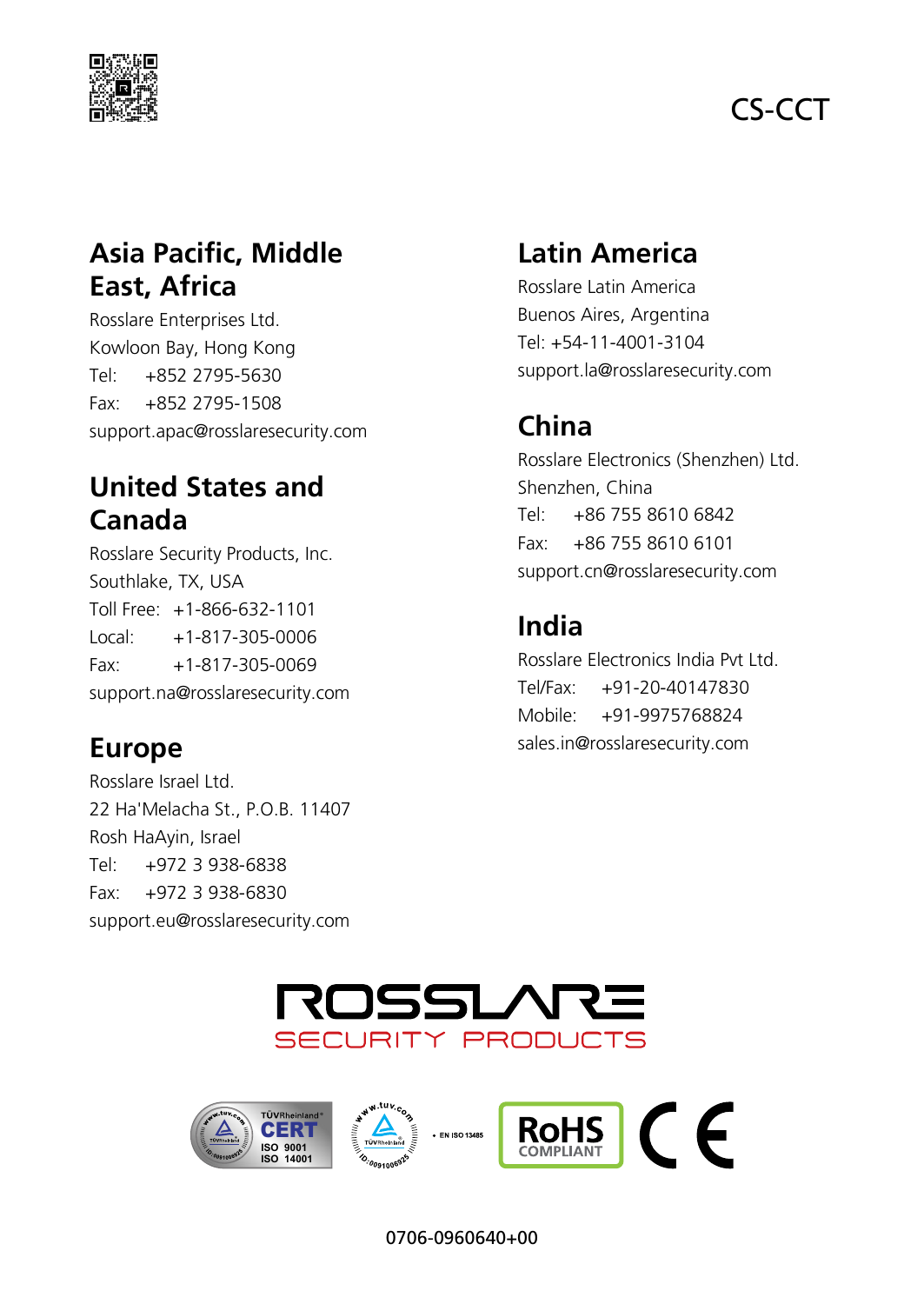CS-CCT

## Asia Pacific, Middle East, Africa

Rosslare Enterprises Ltd.
Kowloon Bay, Hong Kong
Tel: +852 2795-5630
Fax: +852 2795-1508
support.apac@rosslaresecurity.com

## United States and Canada

Rosslare Security Products, Inc.
Southlake, TX, USA
Toll Free: +1-866-632-1101
Local: +1-817-305-0006
Fax: +1-817-305-0069
support.na@rosslaresecurity.com

## Europe

Rosslare Israel Ltd.
22 Ha'Melacha St., P.O.B. 11407
Rosh HaAyin, Israel
Tel: +972 3 938-6838
Fax: +972 3 938-6830
support.eu@rosslaresecurity.com

## Latin America

Rosslare Latin America
Buenos Aires, Argentina
Tel: +54-11-4001-3104
support.la@rosslaresecurity.com

## China

Rosslare Electronics (Shenzhen) Ltd.
Shenzhen, China
Tel: +86 755 8610 6842
Fax: +86 755 8610 6101
support.cn@rosslaresecurity.com

## India

Rosslare Electronics India Pvt Ltd.
Tel/Fax: +91-20-40147830
Mobile: +91-9975768824
sales.in@rosslaresecurity.com

ROSSLARE
SECURITY PRODUCTS

TÜVRheinland CERT ISO 9001 ISO 14001
EN ISO 13485
RoHS COMPLIANT
CE

0706-0960640+00